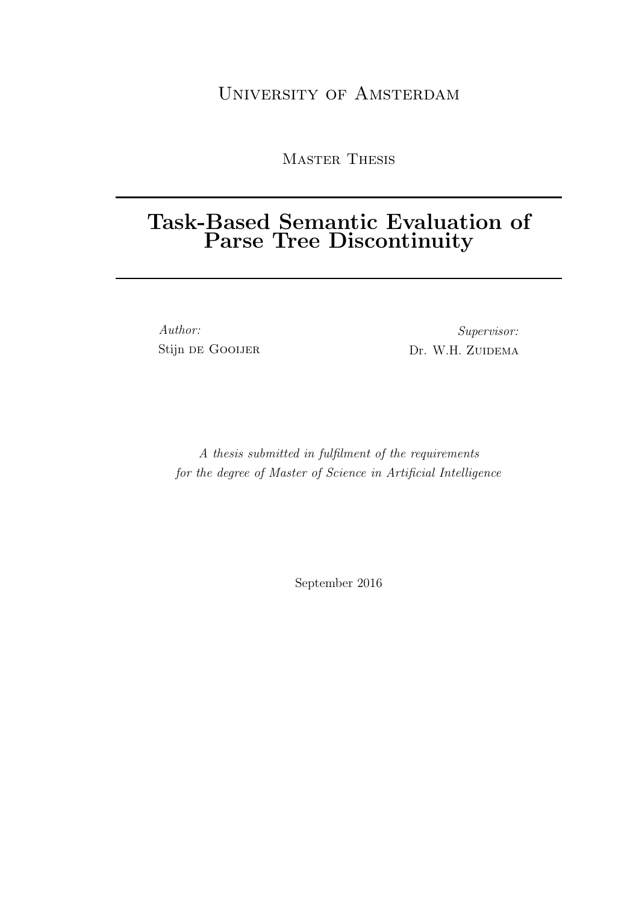University of Amsterdam

Master Thesis

# Task-Based Semantic Evaluation of Parse Tree Discontinuity

*Author:*
Stijn de Gooijer

*Supervisor:*
Dr. W.H. Zuidema

*A thesis submitted in fulfilment of the requirements for the degree of Master of Science in Artificial Intelligence*

September 2016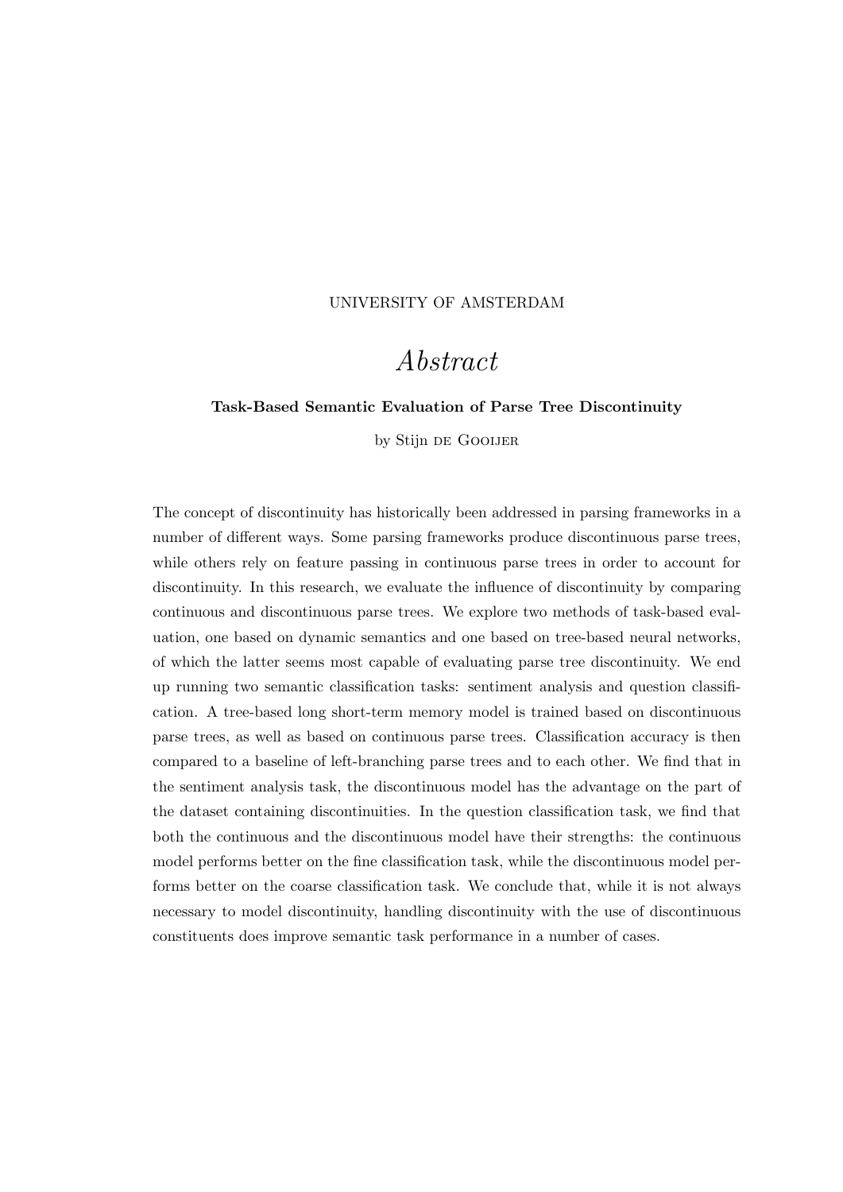UNIVERSITY OF AMSTERDAM

# *Abstract*

**Task-Based Semantic Evaluation of Parse Tree Discontinuity**

by Stijn de Gooijer

The concept of discontinuity has historically been addressed in parsing frameworks in a number of different ways. Some parsing frameworks produce discontinuous parse trees, while others rely on feature passing in continuous parse trees in order to account for discontinuity. In this research, we evaluate the influence of discontinuity by comparing continuous and discontinuous parse trees. We explore two methods of task-based evaluation, one based on dynamic semantics and one based on tree-based neural networks, of which the latter seems most capable of evaluating parse tree discontinuity. We end up running two semantic classification tasks: sentiment analysis and question classification. A tree-based long short-term memory model is trained based on discontinuous parse trees, as well as based on continuous parse trees. Classification accuracy is then compared to a baseline of left-branching parse trees and to each other. We find that in the sentiment analysis task, the discontinuous model has the advantage on the part of the dataset containing discontinuities. In the question classification task, we find that both the continuous and the discontinuous model have their strengths: the continuous model performs better on the fine classification task, while the discontinuous model performs better on the coarse classification task. We conclude that, while it is not always necessary to model discontinuity, handling discontinuity with the use of discontinuous constituents does improve semantic task performance in a number of cases.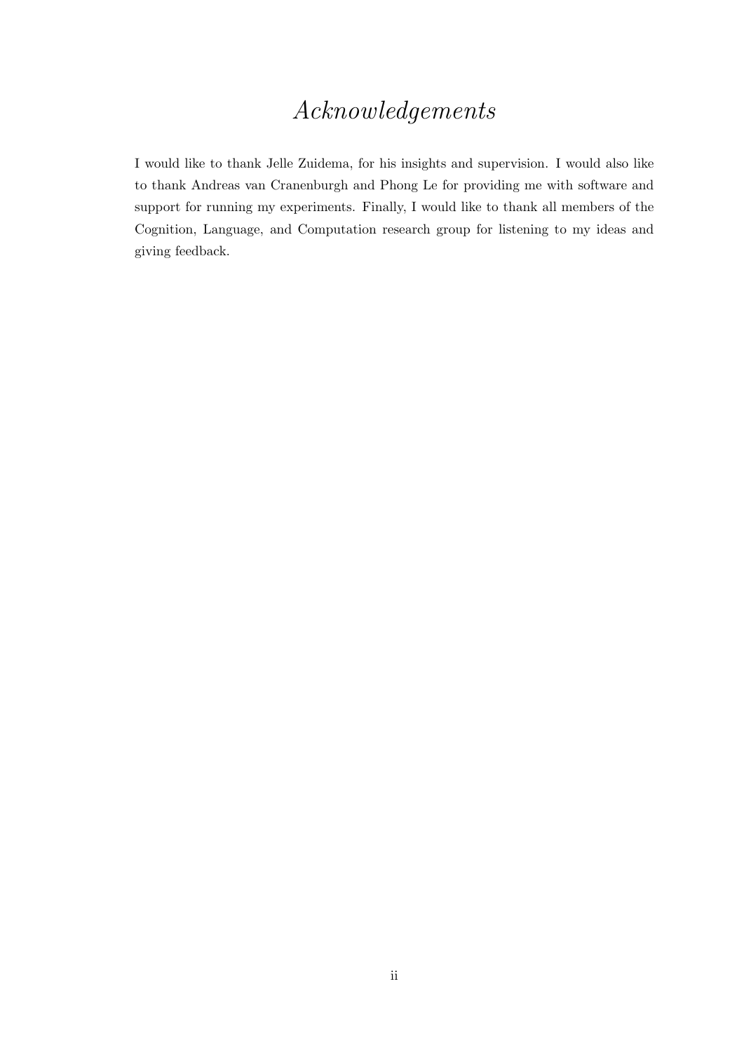# *Acknowledgements*

I would like to thank Jelle Zuidema, for his insights and supervision. I would also like to thank Andreas van Cranenburgh and Phong Le for providing me with software and support for running my experiments. Finally, I would like to thank all members of the Cognition, Language, and Computation research group for listening to my ideas and giving feedback.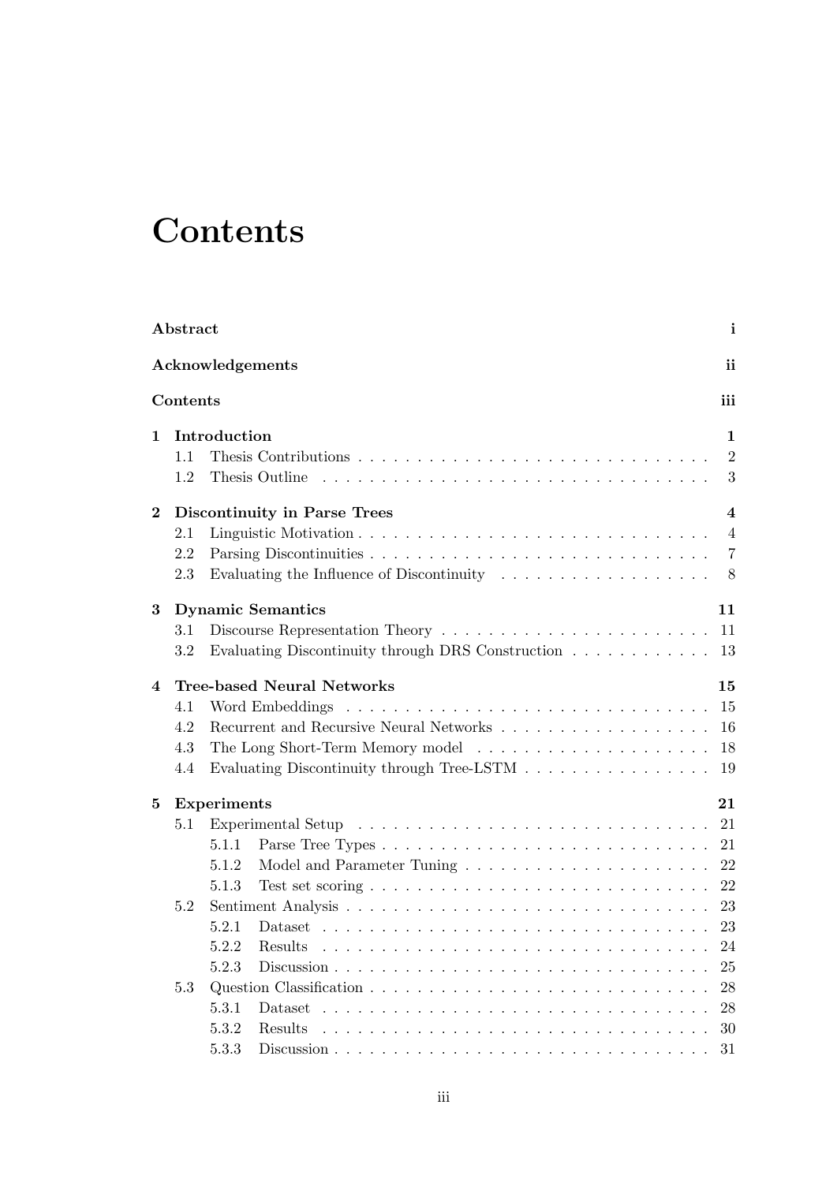# Contents

**Abstract** **i**

**Acknowledgements** **ii**

**Contents** **iii**

**1 Introduction** **1**
- 1.1 Thesis Contributions . . . 2
- 1.2 Thesis Outline . . . 3

**2 Discontinuity in Parse Trees** **4**
- 2.1 Linguistic Motivation . . . 4
- 2.2 Parsing Discontinuities . . . 7
- 2.3 Evaluating the Influence of Discontinuity . . . 8

**3 Dynamic Semantics** **11**
- 3.1 Discourse Representation Theory . . . 11
- 3.2 Evaluating Discontinuity through DRS Construction . . . 13

**4 Tree-based Neural Networks** **15**
- 4.1 Word Embeddings . . . 15
- 4.2 Recurrent and Recursive Neural Networks . . . 16
- 4.3 The Long Short-Term Memory model . . . 18
- 4.4 Evaluating Discontinuity through Tree-LSTM . . . 19

**5 Experiments** **21**
- 5.1 Experimental Setup . . . 21
  - 5.1.1 Parse Tree Types . . . 21
  - 5.1.2 Model and Parameter Tuning . . . 22
  - 5.1.3 Test set scoring . . . 22
- 5.2 Sentiment Analysis . . . 23
  - 5.2.1 Dataset . . . 23
  - 5.2.2 Results . . . 24
  - 5.2.3 Discussion . . . 25
- 5.3 Question Classification . . . 28
  - 5.3.1 Dataset . . . 28
  - 5.3.2 Results . . . 30
  - 5.3.3 Discussion . . . 31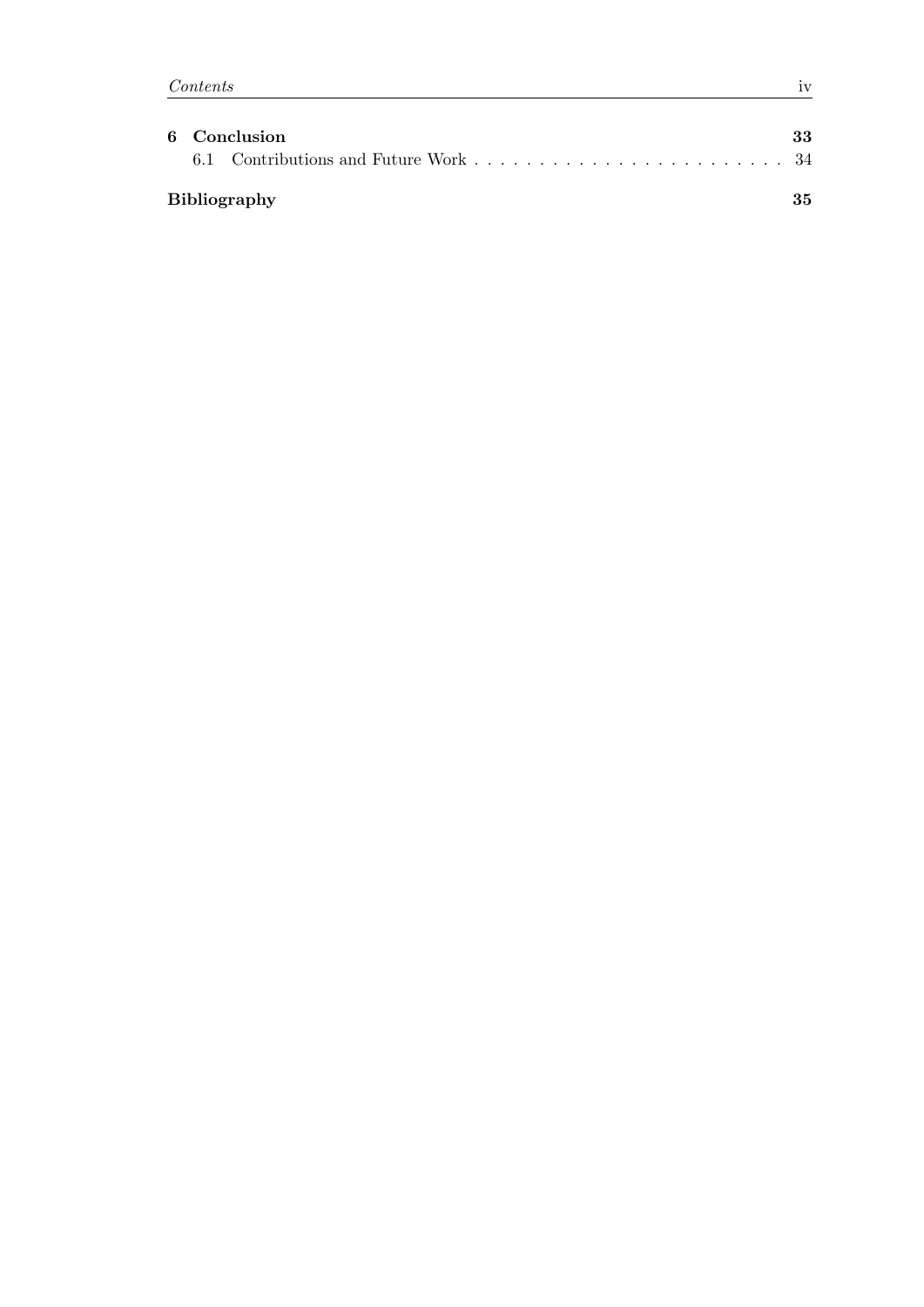**6 Conclusion** **33**

6.1 Contributions and Future Work . . . . . . . . . . . . . . . . . . . . . . . . 34

**Bibliography** **35**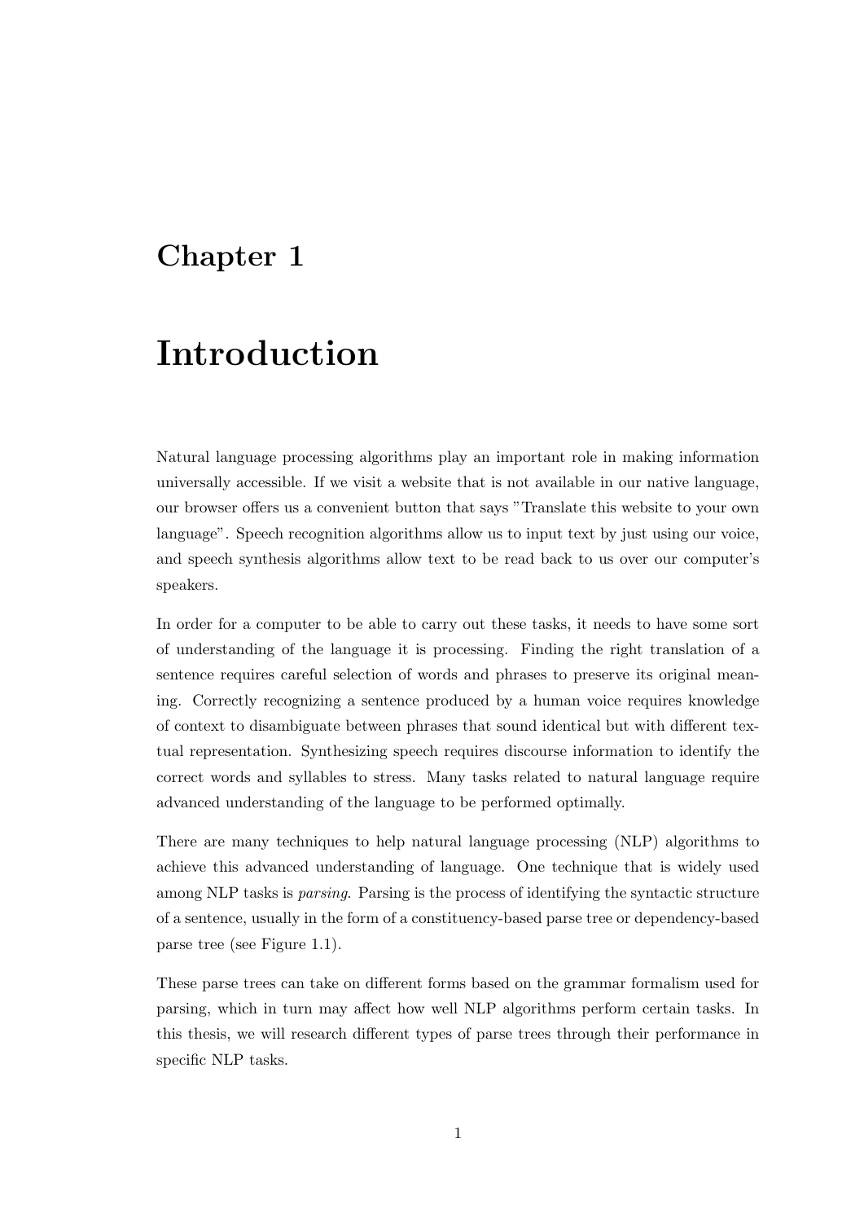# Chapter 1

# Introduction

Natural language processing algorithms play an important role in making information universally accessible. If we visit a website that is not available in our native language, our browser offers us a convenient button that says "Translate this website to your own language". Speech recognition algorithms allow us to input text by just using our voice, and speech synthesis algorithms allow text to be read back to us over our computer's speakers.

In order for a computer to be able to carry out these tasks, it needs to have some sort of understanding of the language it is processing. Finding the right translation of a sentence requires careful selection of words and phrases to preserve its original meaning. Correctly recognizing a sentence produced by a human voice requires knowledge of context to disambiguate between phrases that sound identical but with different textual representation. Synthesizing speech requires discourse information to identify the correct words and syllables to stress. Many tasks related to natural language require advanced understanding of the language to be performed optimally.

There are many techniques to help natural language processing (NLP) algorithms to achieve this advanced understanding of language. One technique that is widely used among NLP tasks is *parsing*. Parsing is the process of identifying the syntactic structure of a sentence, usually in the form of a constituency-based parse tree or dependency-based parse tree (see Figure 1.1).

These parse trees can take on different forms based on the grammar formalism used for parsing, which in turn may affect how well NLP algorithms perform certain tasks. In this thesis, we will research different types of parse trees through their performance in specific NLP tasks.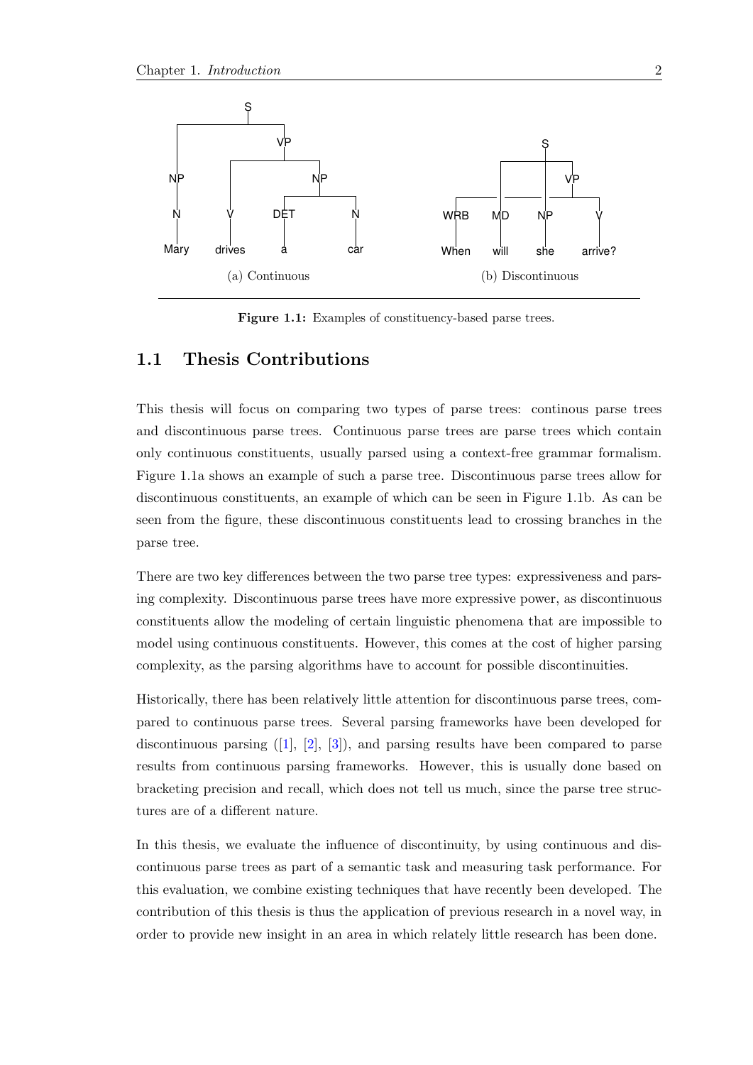(a) Continuous

(b) Discontinuous

**Figure 1.1:** Examples of constituency-based parse trees.

## 1.1 Thesis Contributions

This thesis will focus on comparing two types of parse trees: continous parse trees and discontinuous parse trees. Continuous parse trees are parse trees which contain only continuous constituents, usually parsed using a context-free grammar formalism. Figure 1.1a shows an example of such a parse tree. Discontinuous parse trees allow for discontinuous constituents, an example of which can be seen in Figure 1.1b. As can be seen from the figure, these discontinuous constituents lead to crossing branches in the parse tree.

There are two key differences between the two parse tree types: expressiveness and parsing complexity. Discontinuous parse trees have more expressive power, as discontinuous constituents allow the modeling of certain linguistic phenomena that are impossible to model using continuous constituents. However, this comes at the cost of higher parsing complexity, as the parsing algorithms have to account for possible discontinuities.

Historically, there has been relatively little attention for discontinuous parse trees, compared to continuous parse trees. Several parsing frameworks have been developed for discontinuous parsing ([1], [2], [3]), and parsing results have been compared to parse results from continuous parsing frameworks. However, this is usually done based on bracketing precision and recall, which does not tell us much, since the parse tree structures are of a different nature.

In this thesis, we evaluate the influence of discontinuity, by using continuous and discontinuous parse trees as part of a semantic task and measuring task performance. For this evaluation, we combine existing techniques that have recently been developed. The contribution of this thesis is thus the application of previous research in a novel way, in order to provide new insight in an area in which relately little research has been done.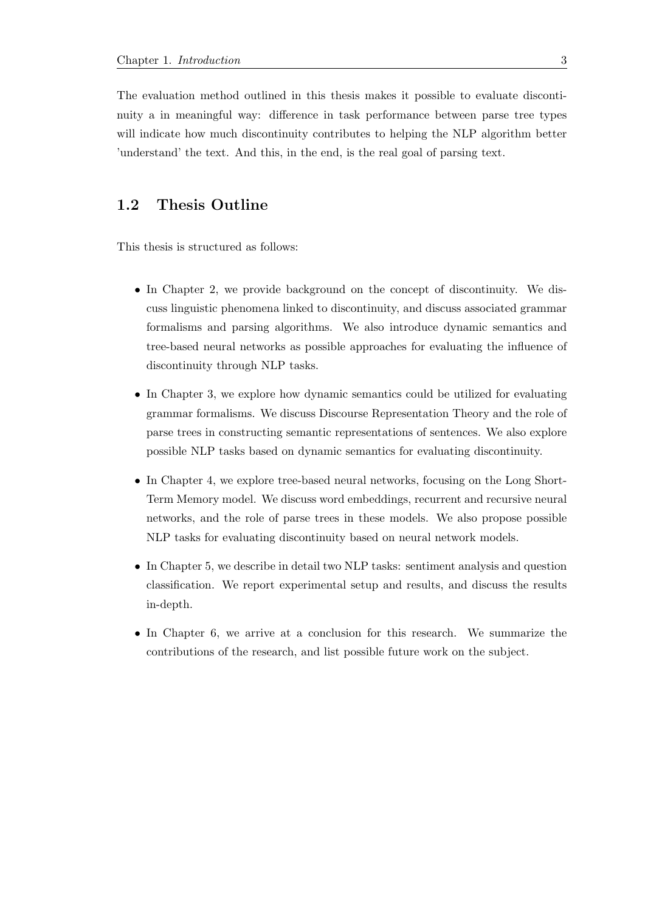The evaluation method outlined in this thesis makes it possible to evaluate discontinuity a in meaningful way: difference in task performance between parse tree types will indicate how much discontinuity contributes to helping the NLP algorithm better 'understand' the text. And this, in the end, is the real goal of parsing text.

## 1.2 Thesis Outline

This thesis is structured as follows:

- In Chapter 2, we provide background on the concept of discontinuity. We discuss linguistic phenomena linked to discontinuity, and discuss associated grammar formalisms and parsing algorithms. We also introduce dynamic semantics and tree-based neural networks as possible approaches for evaluating the influence of discontinuity through NLP tasks.
- In Chapter 3, we explore how dynamic semantics could be utilized for evaluating grammar formalisms. We discuss Discourse Representation Theory and the role of parse trees in constructing semantic representations of sentences. We also explore possible NLP tasks based on dynamic semantics for evaluating discontinuity.
- In Chapter 4, we explore tree-based neural networks, focusing on the Long Short-Term Memory model. We discuss word embeddings, recurrent and recursive neural networks, and the role of parse trees in these models. We also propose possible NLP tasks for evaluating discontinuity based on neural network models.
- In Chapter 5, we describe in detail two NLP tasks: sentiment analysis and question classification. We report experimental setup and results, and discuss the results in-depth.
- In Chapter 6, we arrive at a conclusion for this research. We summarize the contributions of the research, and list possible future work on the subject.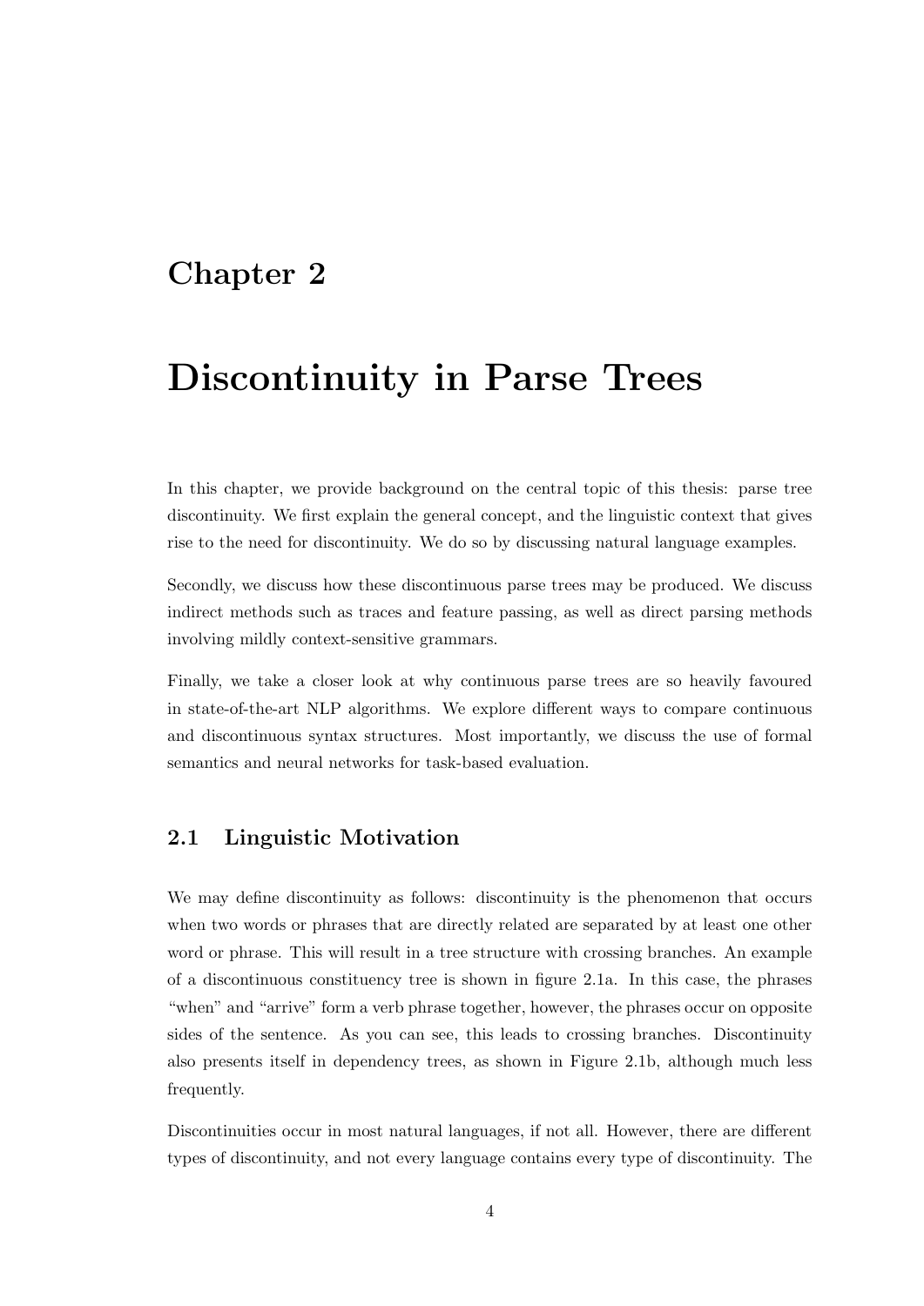# Chapter 2

# Discontinuity in Parse Trees

In this chapter, we provide background on the central topic of this thesis: parse tree discontinuity. We first explain the general concept, and the linguistic context that gives rise to the need for discontinuity. We do so by discussing natural language examples.

Secondly, we discuss how these discontinuous parse trees may be produced. We discuss indirect methods such as traces and feature passing, as well as direct parsing methods involving mildly context-sensitive grammars.

Finally, we take a closer look at why continuous parse trees are so heavily favoured in state-of-the-art NLP algorithms. We explore different ways to compare continuous and discontinuous syntax structures. Most importantly, we discuss the use of formal semantics and neural networks for task-based evaluation.

## 2.1 Linguistic Motivation

We may define discontinuity as follows: discontinuity is the phenomenon that occurs when two words or phrases that are directly related are separated by at least one other word or phrase. This will result in a tree structure with crossing branches. An example of a discontinuous constituency tree is shown in figure 2.1a. In this case, the phrases "when" and "arrive" form a verb phrase together, however, the phrases occur on opposite sides of the sentence. As you can see, this leads to crossing branches. Discontinuity also presents itself in dependency trees, as shown in Figure 2.1b, although much less frequently.

Discontinuities occur in most natural languages, if not all. However, there are different types of discontinuity, and not every language contains every type of discontinuity. The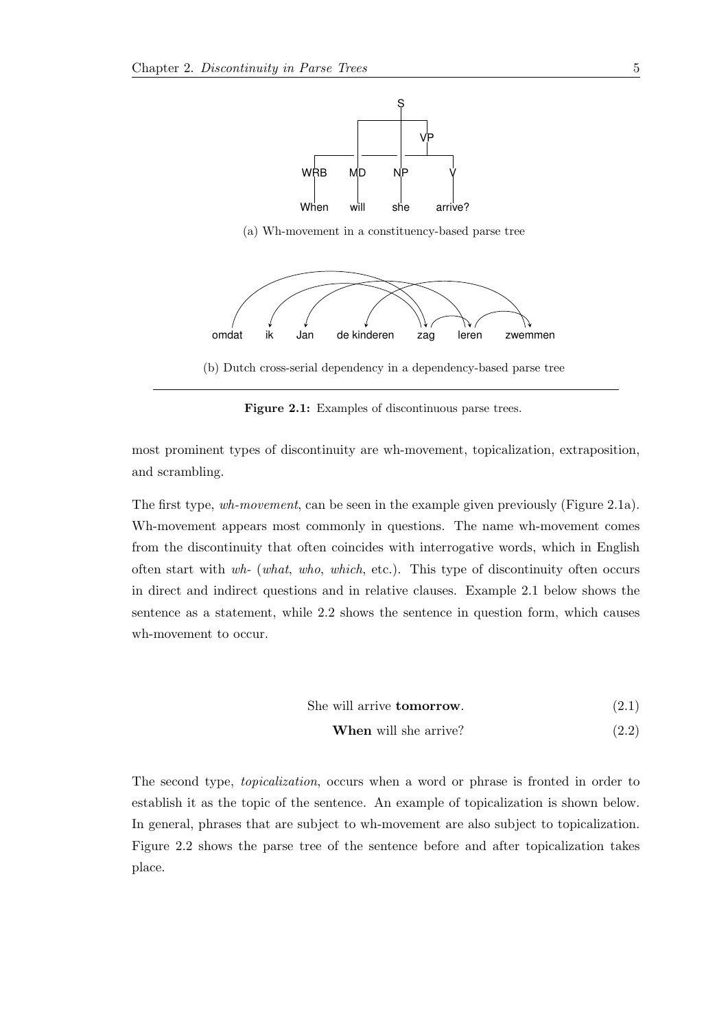(a) Wh-movement in a constituency-based parse tree

(b) Dutch cross-serial dependency in a dependency-based parse tree

**Figure 2.1:** Examples of discontinuous parse trees.

most prominent types of discontinuity are wh-movement, topicalization, extraposition, and scrambling.

The first type, *wh-movement*, can be seen in the example given previously (Figure 2.1a). Wh-movement appears most commonly in questions. The name wh-movement comes from the discontinuity that often coincides with interrogative words, which in English often start with *wh-* (*what*, *who*, *which*, etc.). This type of discontinuity often occurs in direct and indirect questions and in relative clauses. Example 2.1 below shows the sentence as a statement, while 2.2 shows the sentence in question form, which causes wh-movement to occur.

She will arrive **tomorrow**. (2.1)

**When** will she arrive? (2.2)

The second type, *topicalization*, occurs when a word or phrase is fronted in order to establish it as the topic of the sentence. An example of topicalization is shown below. In general, phrases that are subject to wh-movement are also subject to topicalization. Figure 2.2 shows the parse tree of the sentence before and after topicalization takes place.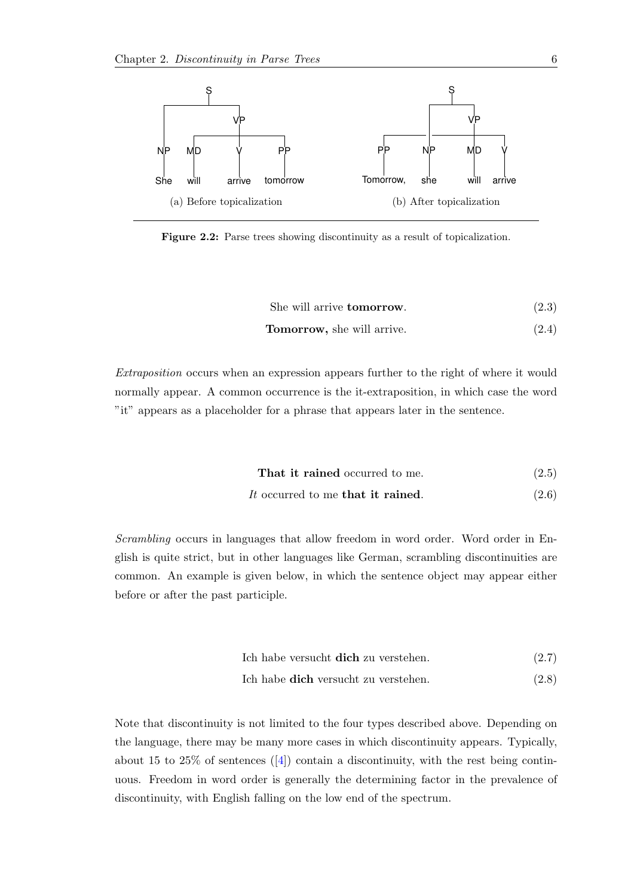(a) Before topicalization

(b) After topicalization

**Figure 2.2:** Parse trees showing discontinuity as a result of topicalization.

$$\text{She will arrive } \textbf{tomorrow}. \tag{2.3}$$

$$\textbf{Tomorrow,} \text{ she will arrive.} \tag{2.4}$$

*Extraposition* occurs when an expression appears further to the right of where it would normally appear. A common occurrence is the it-extraposition, in which case the word "it" appears as a placeholder for a phrase that appears later in the sentence.

$$\textbf{That it rained} \text{ occurred to me.} \tag{2.5}$$

$$\textit{It} \text{ occurred to me } \textbf{that it rained}. \tag{2.6}$$

*Scrambling* occurs in languages that allow freedom in word order. Word order in English is quite strict, but in other languages like German, scrambling discontinuities are common. An example is given below, in which the sentence object may appear either before or after the past participle.

$$\text{Ich habe versucht } \textbf{dich} \text{ zu verstehen.} \tag{2.7}$$

$$\text{Ich habe } \textbf{dich} \text{ versucht zu verstehen.} \tag{2.8}$$

Note that discontinuity is not limited to the four types described above. Depending on the language, there may be many more cases in which discontinuity appears. Typically, about 15 to 25% of sentences ([4]) contain a discontinuity, with the rest being continuous. Freedom in word order is generally the determining factor in the prevalence of discontinuity, with English falling on the low end of the spectrum.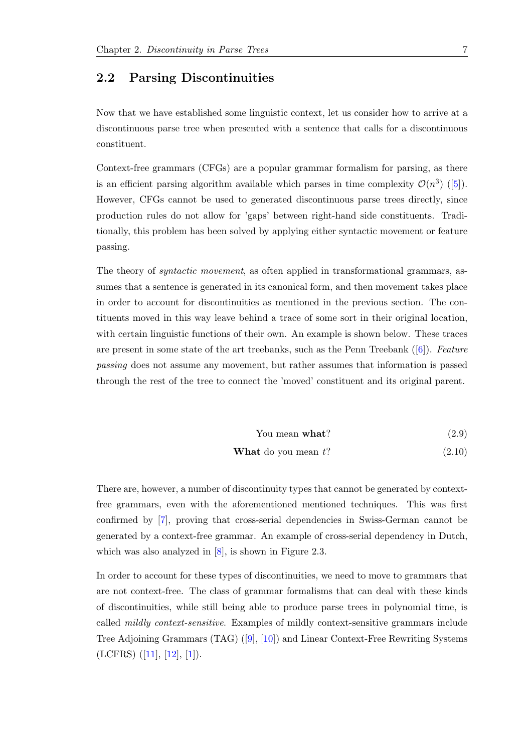## 2.2 Parsing Discontinuities

Now that we have established some linguistic context, let us consider how to arrive at a discontinuous parse tree when presented with a sentence that calls for a discontinuous constituent.

Context-free grammars (CFGs) are a popular grammar formalism for parsing, as there is an efficient parsing algorithm available which parses in time complexity $\mathcal{O}(n^3)$ ([5]). However, CFGs cannot be used to generated discontinuous parse trees directly, since production rules do not allow for 'gaps' between right-hand side constituents. Traditionally, this problem has been solved by applying either syntactic movement or feature passing.

The theory of *syntactic movement*, as often applied in transformational grammars, assumes that a sentence is generated in its canonical form, and then movement takes place in order to account for discontinuities as mentioned in the previous section. The contituents moved in this way leave behind a trace of some sort in their original location, with certain linguistic functions of their own. An example is shown below. These traces are present in some state of the art treebanks, such as the Penn Treebank ([6]). *Feature passing* does not assume any movement, but rather assumes that information is passed through the rest of the tree to connect the 'moved' constituent and its original parent.

You mean **what**? (2.9)

**What** do you mean $t$? (2.10)

There are, however, a number of discontinuity types that cannot be generated by context-free grammars, even with the aforementioned mentioned techniques. This was first confirmed by [7], proving that cross-serial dependencies in Swiss-German cannot be generated by a context-free grammar. An example of cross-serial dependency in Dutch, which was also analyzed in [8], is shown in Figure 2.3.

In order to account for these types of discontinuities, we need to move to grammars that are not context-free. The class of grammar formalisms that can deal with these kinds of discontinuities, while still being able to produce parse trees in polynomial time, is called *mildly context-sensitive*. Examples of mildly context-sensitive grammars include Tree Adjoining Grammars (TAG) ([9], [10]) and Linear Context-Free Rewriting Systems (LCFRS) ([11], [12], [1]).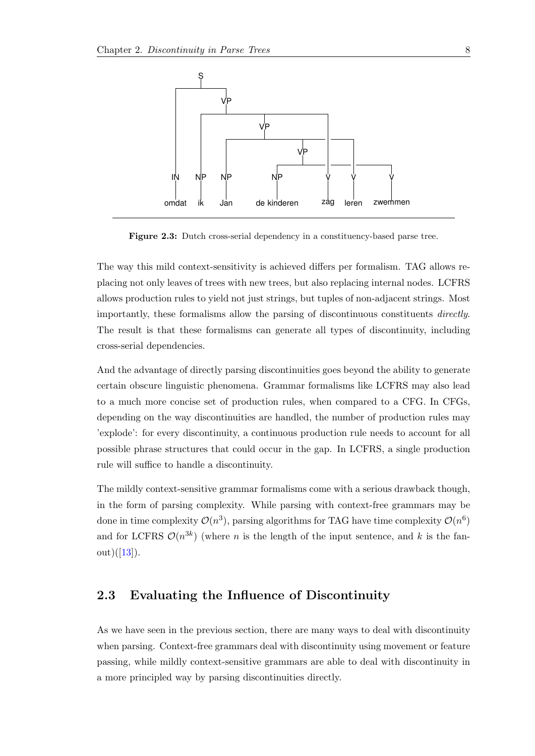Figure 2.3: Dutch cross-serial dependency in a constituency-based parse tree.

The way this mild context-sensitivity is achieved differs per formalism. TAG allows replacing not only leaves of trees with new trees, but also replacing internal nodes. LCFRS allows production rules to yield not just strings, but tuples of non-adjacent strings. Most importantly, these formalisms allow the parsing of discontinuous constituents *directly*. The result is that these formalisms can generate all types of discontinuity, including cross-serial dependencies.

And the advantage of directly parsing discontinuities goes beyond the ability to generate certain obscure linguistic phenomena. Grammar formalisms like LCFRS may also lead to a much more concise set of production rules, when compared to a CFG. In CFGs, depending on the way discontinuities are handled, the number of production rules may 'explode': for every discontinuity, a continuous production rule needs to account for all possible phrase structures that could occur in the gap. In LCFRS, a single production rule will suffice to handle a discontinuity.

The mildly context-sensitive grammar formalisms come with a serious drawback though, in the form of parsing complexity. While parsing with context-free grammars may be done in time complexity $\mathcal{O}(n^3)$, parsing algorithms for TAG have time complexity $\mathcal{O}(n^6)$ and for LCFRS $\mathcal{O}(n^{3k})$ (where $n$ is the length of the input sentence, and $k$ is the fan-out)([13]).

## 2.3 Evaluating the Influence of Discontinuity

As we have seen in the previous section, there are many ways to deal with discontinuity when parsing. Context-free grammars deal with discontinuity using movement or feature passing, while mildly context-sensitive grammars are able to deal with discontinuity in a more principled way by parsing discontinuities directly.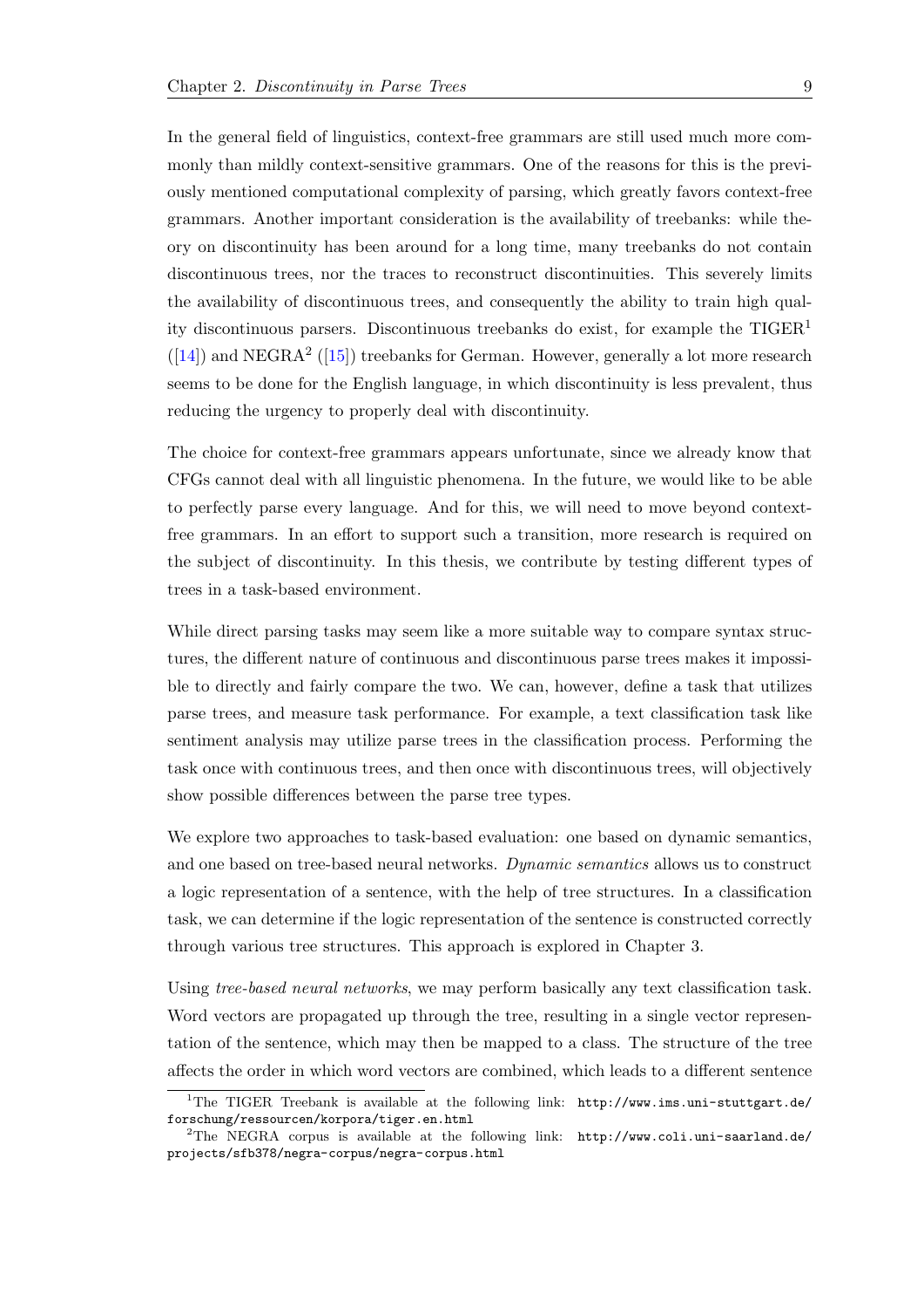In the general field of linguistics, context-free grammars are still used much more commonly than mildly context-sensitive grammars. One of the reasons for this is the previously mentioned computational complexity of parsing, which greatly favors context-free grammars. Another important consideration is the availability of treebanks: while theory on discontinuity has been around for a long time, many treebanks do not contain discontinuous trees, nor the traces to reconstruct discontinuities. This severely limits the availability of discontinuous trees, and consequently the ability to train high quality discontinuous parsers. Discontinuous treebanks do exist, for example the TIGER[1] ([14]) and NEGRA[2] ([15]) treebanks for German. However, generally a lot more research seems to be done for the English language, in which discontinuity is less prevalent, thus reducing the urgency to properly deal with discontinuity.

The choice for context-free grammars appears unfortunate, since we already know that CFGs cannot deal with all linguistic phenomena. In the future, we would like to be able to perfectly parse every language. And for this, we will need to move beyond context-free grammars. In an effort to support such a transition, more research is required on the subject of discontinuity. In this thesis, we contribute by testing different types of trees in a task-based environment.

While direct parsing tasks may seem like a more suitable way to compare syntax structures, the different nature of continuous and discontinuous parse trees makes it impossible to directly and fairly compare the two. We can, however, define a task that utilizes parse trees, and measure task performance. For example, a text classification task like sentiment analysis may utilize parse trees in the classification process. Performing the task once with continuous trees, and then once with discontinuous trees, will objectively show possible differences between the parse tree types.

We explore two approaches to task-based evaluation: one based on dynamic semantics, and one based on tree-based neural networks. *Dynamic semantics* allows us to construct a logic representation of a sentence, with the help of tree structures. In a classification task, we can determine if the logic representation of the sentence is constructed correctly through various tree structures. This approach is explored in Chapter 3.

Using *tree-based neural networks*, we may perform basically any text classification task. Word vectors are propagated up through the tree, resulting in a single vector representation of the sentence, which may then be mapped to a class. The structure of the tree affects the order in which word vectors are combined, which leads to a different sentence

[1] The TIGER Treebank is available at the following link: `http://www.ims.uni-stuttgart.de/forschung/ressourcen/korpora/tiger.en.html`

[2] The NEGRA corpus is available at the following link: `http://www.coli.uni-saarland.de/projects/sfb378/negra-corpus/negra-corpus.html`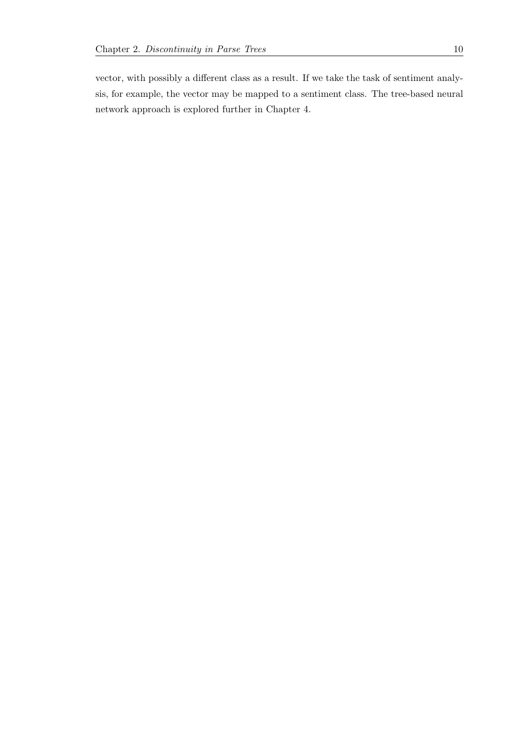vector, with possibly a different class as a result. If we take the task of sentiment analysis, for example, the vector may be mapped to a sentiment class. The tree-based neural network approach is explored further in Chapter 4.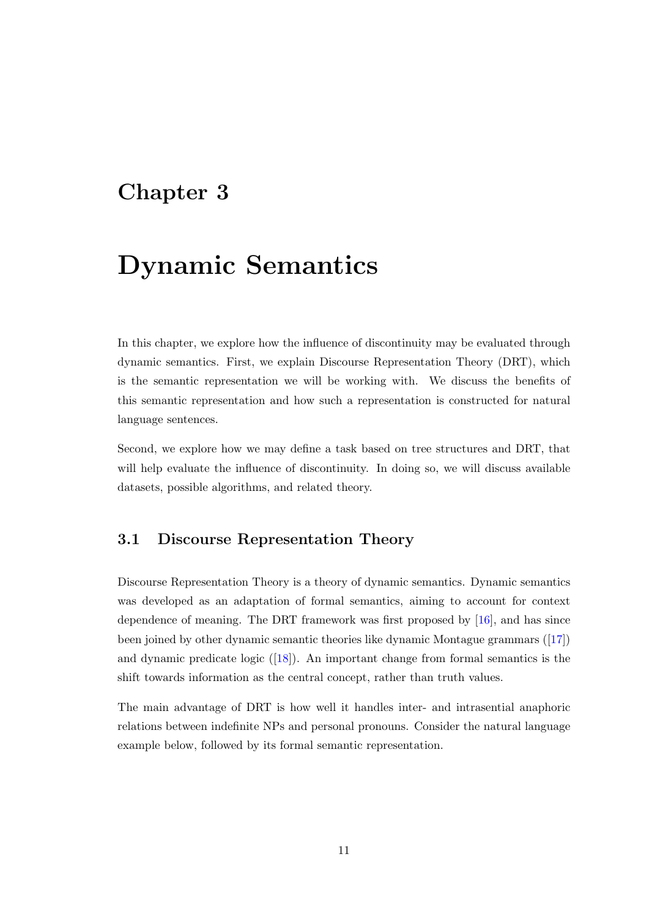# Chapter 3

# Dynamic Semantics

In this chapter, we explore how the influence of discontinuity may be evaluated through dynamic semantics. First, we explain Discourse Representation Theory (DRT), which is the semantic representation we will be working with. We discuss the benefits of this semantic representation and how such a representation is constructed for natural language sentences.

Second, we explore how we may define a task based on tree structures and DRT, that will help evaluate the influence of discontinuity. In doing so, we will discuss available datasets, possible algorithms, and related theory.

## 3.1 Discourse Representation Theory

Discourse Representation Theory is a theory of dynamic semantics. Dynamic semantics was developed as an adaptation of formal semantics, aiming to account for context dependence of meaning. The DRT framework was first proposed by [16], and has since been joined by other dynamic semantic theories like dynamic Montague grammars ([17]) and dynamic predicate logic ([18]). An important change from formal semantics is the shift towards information as the central concept, rather than truth values.

The main advantage of DRT is how well it handles inter- and intrasential anaphoric relations between indefinite NPs and personal pronouns. Consider the natural language example below, followed by its formal semantic representation.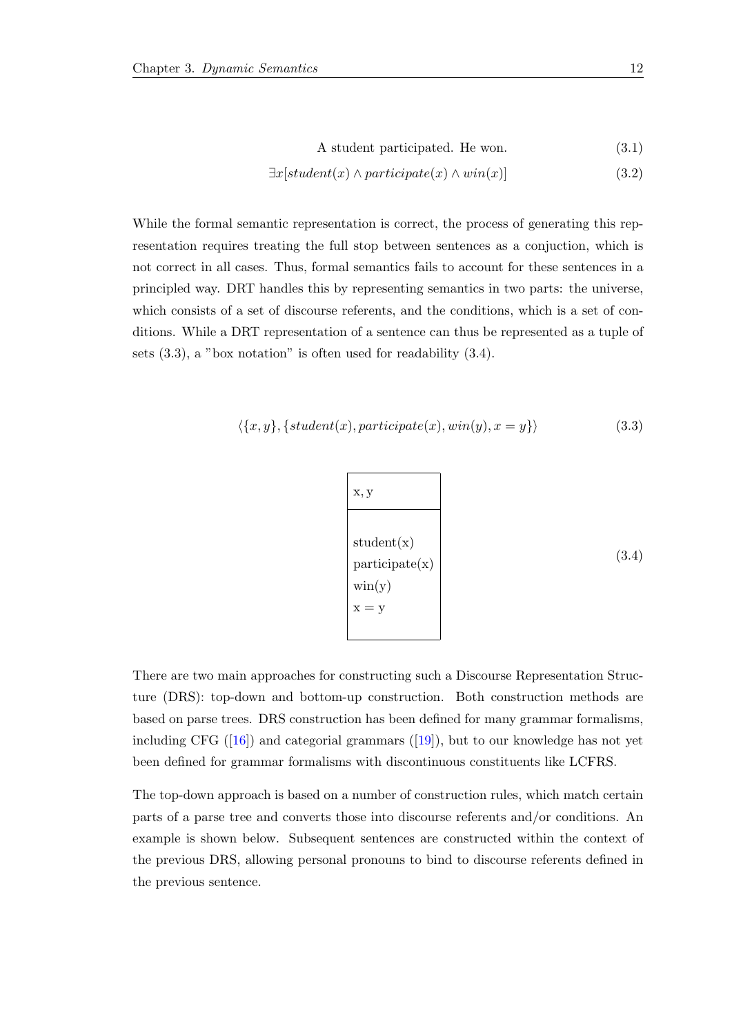$$\text{A student participated. He won.} \tag{3.1}$$

$$\exists x[student(x) \land participate(x) \land win(x)] \tag{3.2}$$

While the formal semantic representation is correct, the process of generating this representation requires treating the full stop between sentences as a conjuction, which is not correct in all cases. Thus, formal semantics fails to account for these sentences in a principled way. DRT handles this by representing semantics in two parts: the universe, which consists of a set of discourse referents, and the conditions, which is a set of conditions. While a DRT representation of a sentence can thus be represented as a tuple of sets (3.3), a "box notation" is often used for readability (3.4).

$$\langle \{x, y\}, \{student(x), participate(x), win(y), x = y\} \rangle \tag{3.3}$$

$$\begin{array}{|l|}
\hline
\text{x, y} \\
\hline
\text{student(x)} \\
\text{participate(x)} \\
\text{win(y)} \\
\text{x = y} \\
\hline
\end{array} \tag{3.4}$$

There are two main approaches for constructing such a Discourse Representation Structure (DRS): top-down and bottom-up construction. Both construction methods are based on parse trees. DRS construction has been defined for many grammar formalisms, including CFG ([16]) and categorial grammars ([19]), but to our knowledge has not yet been defined for grammar formalisms with discontinuous constituents like LCFRS.

The top-down approach is based on a number of construction rules, which match certain parts of a parse tree and converts those into discourse referents and/or conditions. An example is shown below. Subsequent sentences are constructed within the context of the previous DRS, allowing personal pronouns to bind to discourse referents defined in the previous sentence.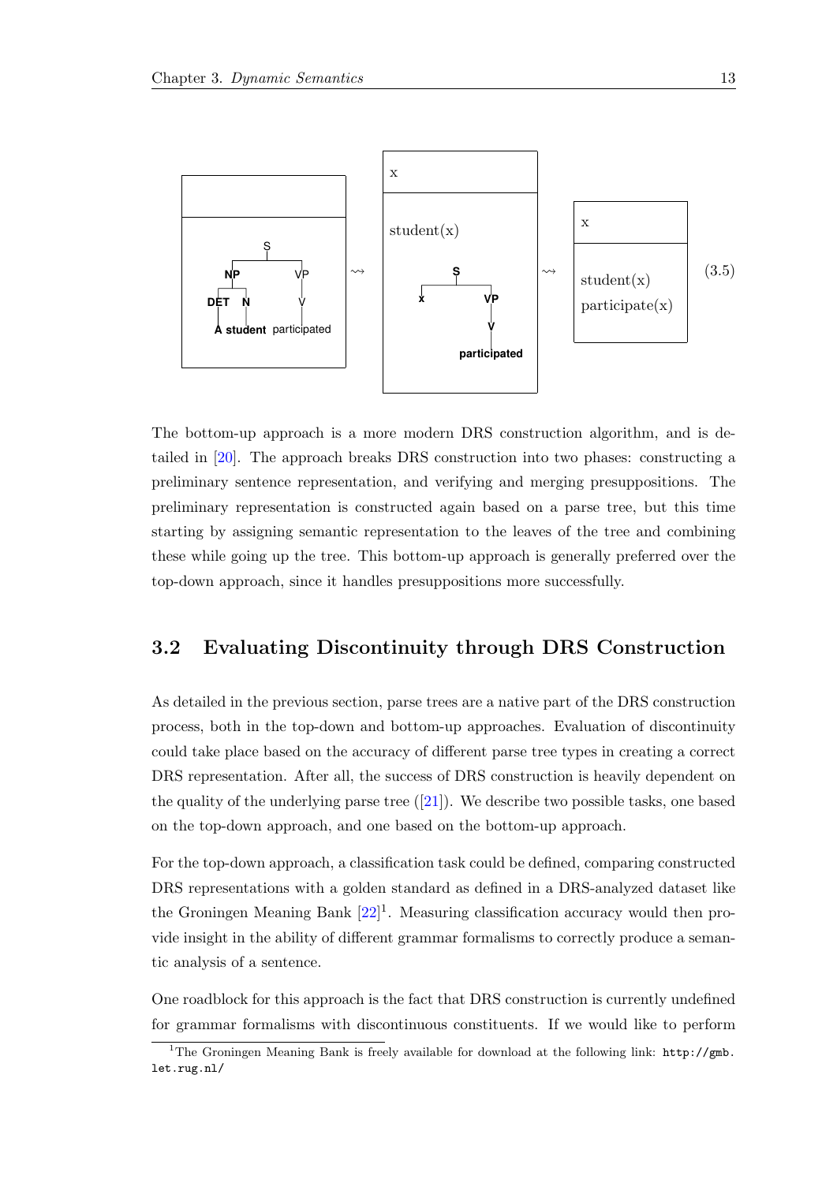| |
|---|
| S → NP (DET N) VP (V); A student participated |

$\rightsquigarrow$

| x |
|---|
| student(x) |
| S → x VP (V); participated |

$\rightsquigarrow$

| x |
|---|
| student(x) |
| participate(x) |

(3.5)

The bottom-up approach is a more modern DRS construction algorithm, and is detailed in [20]. The approach breaks DRS construction into two phases: constructing a preliminary sentence representation, and verifying and merging presuppositions. The preliminary representation is constructed again based on a parse tree, but this time starting by assigning semantic representation to the leaves of the tree and combining these while going up the tree. This bottom-up approach is generally preferred over the top-down approach, since it handles presuppositions more successfully.

## 3.2 Evaluating Discontinuity through DRS Construction

As detailed in the previous section, parse trees are a native part of the DRS construction process, both in the top-down and bottom-up approaches. Evaluation of discontinuity could take place based on the accuracy of different parse tree types in creating a correct DRS representation. After all, the success of DRS construction is heavily dependent on the quality of the underlying parse tree ([21]). We describe two possible tasks, one based on the top-down approach, and one based on the bottom-up approach.

For the top-down approach, a classification task could be defined, comparing constructed DRS representations with a golden standard as defined in a DRS-analyzed dataset like the Groningen Meaning Bank [22][1]. Measuring classification accuracy would then provide insight in the ability of different grammar formalisms to correctly produce a semantic analysis of a sentence.

One roadblock for this approach is the fact that DRS construction is currently undefined for grammar formalisms with discontinuous constituents. If we would like to perform

[1] The Groningen Meaning Bank is freely available for download at the following link: http://gmb.let.rug.nl/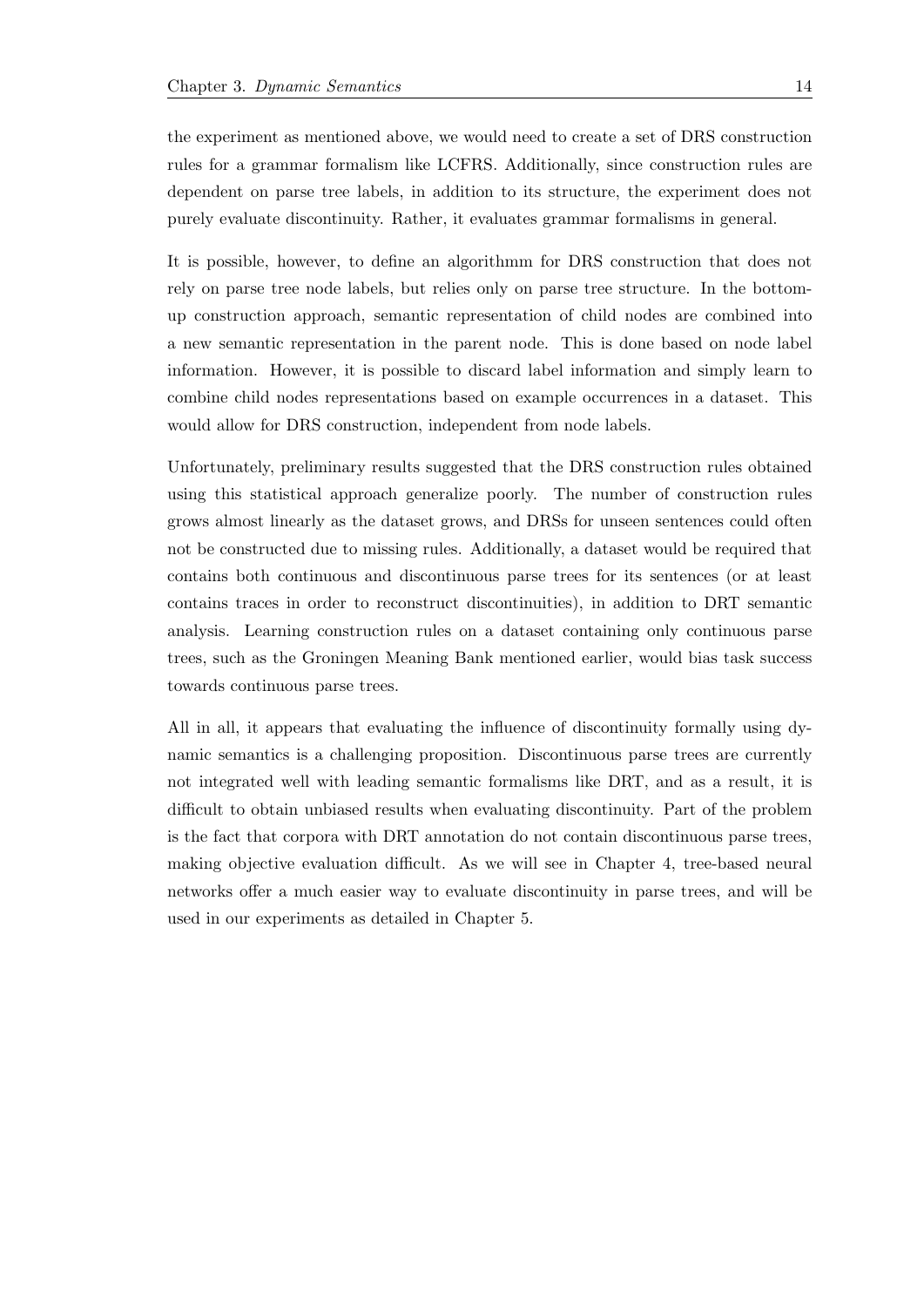the experiment as mentioned above, we would need to create a set of DRS construction rules for a grammar formalism like LCFRS. Additionally, since construction rules are dependent on parse tree labels, in addition to its structure, the experiment does not purely evaluate discontinuity. Rather, it evaluates grammar formalisms in general.

It is possible, however, to define an algorithmm for DRS construction that does not rely on parse tree node labels, but relies only on parse tree structure. In the bottom-up construction approach, semantic representation of child nodes are combined into a new semantic representation in the parent node. This is done based on node label information. However, it is possible to discard label information and simply learn to combine child nodes representations based on example occurrences in a dataset. This would allow for DRS construction, independent from node labels.

Unfortunately, preliminary results suggested that the DRS construction rules obtained using this statistical approach generalize poorly. The number of construction rules grows almost linearly as the dataset grows, and DRSs for unseen sentences could often not be constructed due to missing rules. Additionally, a dataset would be required that contains both continuous and discontinuous parse trees for its sentences (or at least contains traces in order to reconstruct discontinuities), in addition to DRT semantic analysis. Learning construction rules on a dataset containing only continuous parse trees, such as the Groningen Meaning Bank mentioned earlier, would bias task success towards continuous parse trees.

All in all, it appears that evaluating the influence of discontinuity formally using dynamic semantics is a challenging proposition. Discontinuous parse trees are currently not integrated well with leading semantic formalisms like DRT, and as a result, it is difficult to obtain unbiased results when evaluating discontinuity. Part of the problem is the fact that corpora with DRT annotation do not contain discontinuous parse trees, making objective evaluation difficult. As we will see in Chapter 4, tree-based neural networks offer a much easier way to evaluate discontinuity in parse trees, and will be used in our experiments as detailed in Chapter 5.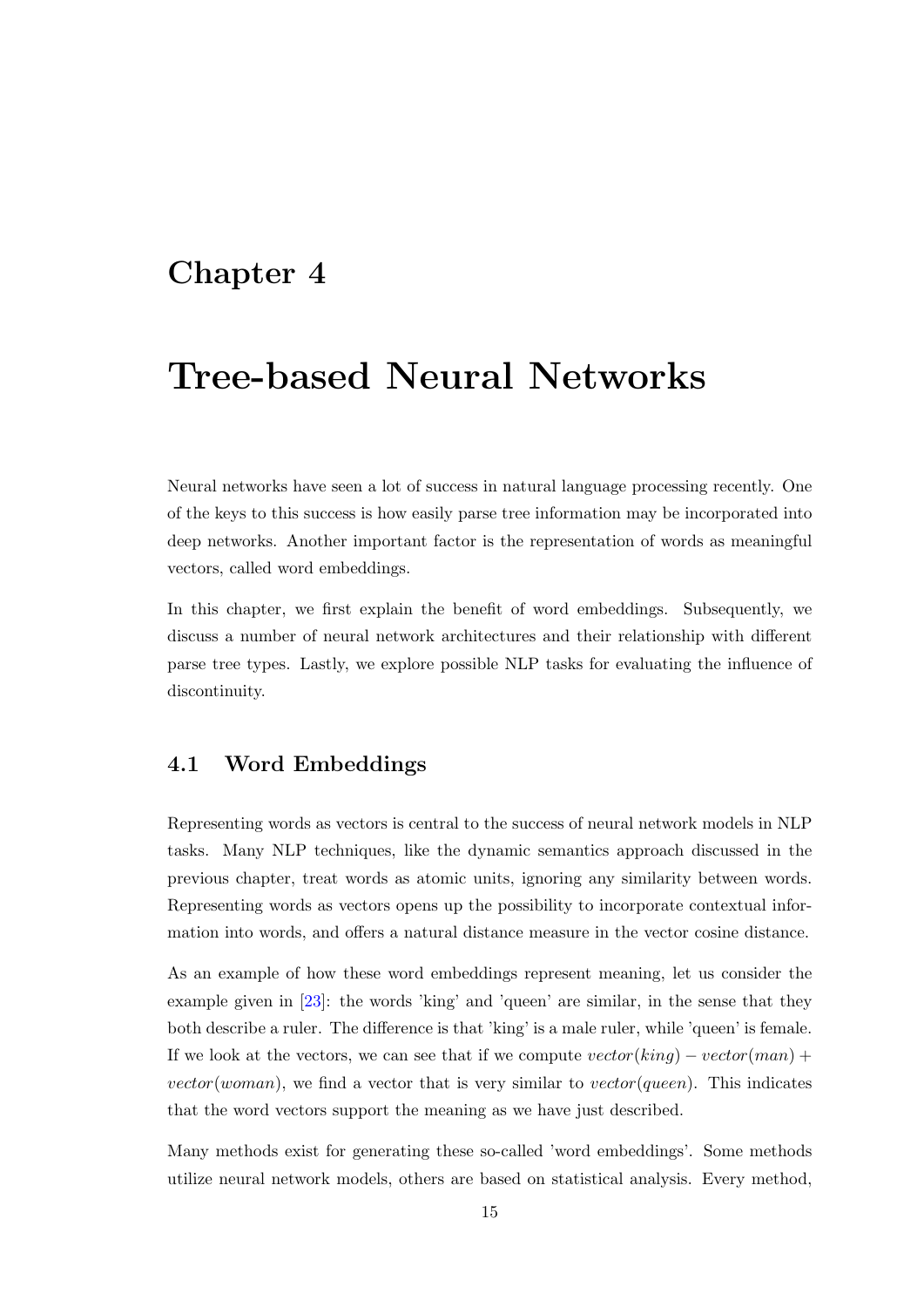# Chapter 4

# Tree-based Neural Networks

Neural networks have seen a lot of success in natural language processing recently. One of the keys to this success is how easily parse tree information may be incorporated into deep networks. Another important factor is the representation of words as meaningful vectors, called word embeddings.

In this chapter, we first explain the benefit of word embeddings. Subsequently, we discuss a number of neural network architectures and their relationship with different parse tree types. Lastly, we explore possible NLP tasks for evaluating the influence of discontinuity.

## 4.1 Word Embeddings

Representing words as vectors is central to the success of neural network models in NLP tasks. Many NLP techniques, like the dynamic semantics approach discussed in the previous chapter, treat words as atomic units, ignoring any similarity between words. Representing words as vectors opens up the possibility to incorporate contextual information into words, and offers a natural distance measure in the vector cosine distance.

As an example of how these word embeddings represent meaning, let us consider the example given in [23]: the words 'king' and 'queen' are similar, in the sense that they both describe a ruler. The difference is that 'king' is a male ruler, while 'queen' is female. If we look at the vectors, we can see that if we compute $vector(king) - vector(man) + vector(woman)$, we find a vector that is very similar to $vector(queen)$. This indicates that the word vectors support the meaning as we have just described.

Many methods exist for generating these so-called 'word embeddings'. Some methods utilize neural network models, others are based on statistical analysis. Every method,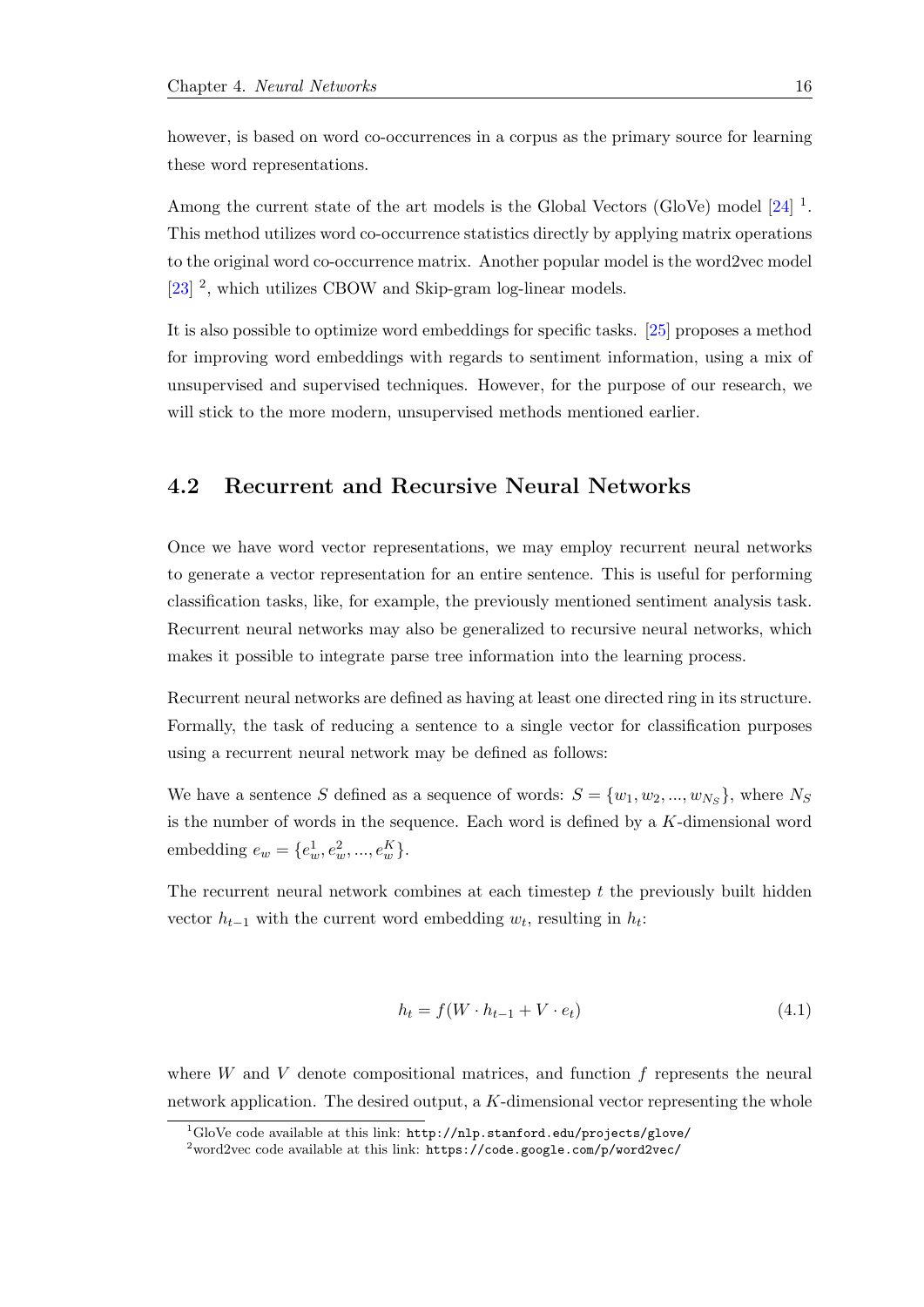however, is based on word co-occurrences in a corpus as the primary source for learning these word representations.

Among the current state of the art models is the Global Vectors (GloVe) model [24] [1]. This method utilizes word co-occurrence statistics directly by applying matrix operations to the original word co-occurrence matrix. Another popular model is the word2vec model [23] [2], which utilizes CBOW and Skip-gram log-linear models.

It is also possible to optimize word embeddings for specific tasks. [25] proposes a method for improving word embeddings with regards to sentiment information, using a mix of unsupervised and supervised techniques. However, for the purpose of our research, we will stick to the more modern, unsupervised methods mentioned earlier.

## 4.2 Recurrent and Recursive Neural Networks

Once we have word vector representations, we may employ recurrent neural networks to generate a vector representation for an entire sentence. This is useful for performing classification tasks, like, for example, the previously mentioned sentiment analysis task. Recurrent neural networks may also be generalized to recursive neural networks, which makes it possible to integrate parse tree information into the learning process.

Recurrent neural networks are defined as having at least one directed ring in its structure. Formally, the task of reducing a sentence to a single vector for classification purposes using a recurrent neural network may be defined as follows:

We have a sentence $S$ defined as a sequence of words: $S = \{w_1, w_2, ..., w_{N_S}\}$, where $N_S$ is the number of words in the sequence. Each word is defined by a $K$-dimensional word embedding $e_w = \{e_w^1, e_w^2, ..., e_w^K\}$.

The recurrent neural network combines at each timestep $t$ the previously built hidden vector $h_{t-1}$ with the current word embedding $w_t$, resulting in $h_t$:

$$h_t = f(W \cdot h_{t-1} + V \cdot e_t) \tag{4.1}$$

where $W$ and $V$ denote compositional matrices, and function $f$ represents the neural network application. The desired output, a $K$-dimensional vector representing the whole

[1] GloVe code available at this link: http://nlp.stanford.edu/projects/glove/

[2] word2vec code available at this link: https://code.google.com/p/word2vec/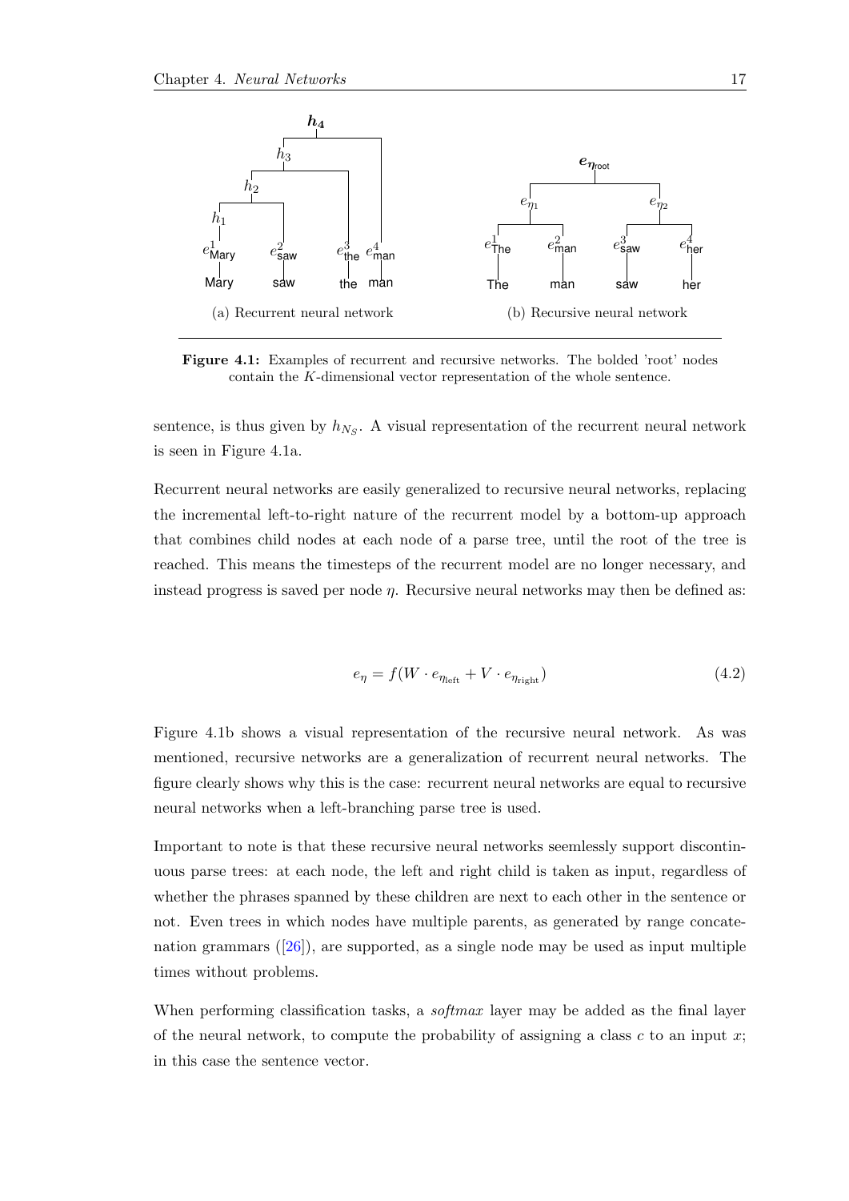(a) Recurrent neural network

(b) Recursive neural network

**Figure 4.1:** Examples of recurrent and recursive networks. The bolded 'root' nodes contain the $K$-dimensional vector representation of the whole sentence.

sentence, is thus given by $h_{N_S}$. A visual representation of the recurrent neural network is seen in Figure 4.1a.

Recurrent neural networks are easily generalized to recursive neural networks, replacing the incremental left-to-right nature of the recurrent model by a bottom-up approach that combines child nodes at each node of a parse tree, until the root of the tree is reached. This means the timesteps of the recurrent model are no longer necessary, and instead progress is saved per node $\eta$. Recursive neural networks may then be defined as:

$$e_\eta = f(W \cdot e_{\eta_{\text{left}}} + V \cdot e_{\eta_{\text{right}}}) \tag{4.2}$$

Figure 4.1b shows a visual representation of the recursive neural network. As was mentioned, recursive networks are a generalization of recurrent neural networks. The figure clearly shows why this is the case: recurrent neural networks are equal to recursive neural networks when a left-branching parse tree is used.

Important to note is that these recursive neural networks seemlessly support discontinuous parse trees: at each node, the left and right child is taken as input, regardless of whether the phrases spanned by these children are next to each other in the sentence or not. Even trees in which nodes have multiple parents, as generated by range concatenation grammars ([26]), are supported, as a single node may be used as input multiple times without problems.

When performing classification tasks, a *softmax* layer may be added as the final layer of the neural network, to compute the probability of assigning a class $c$ to an input $x$; in this case the sentence vector.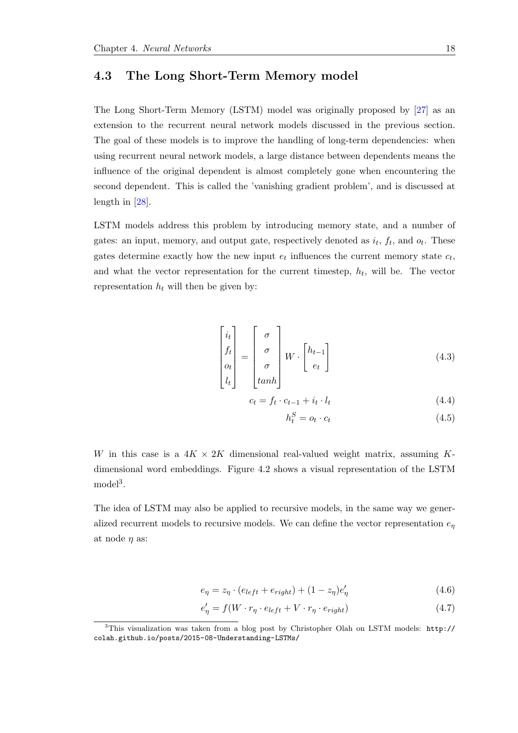## 4.3 The Long Short-Term Memory model

The Long Short-Term Memory (LSTM) model was originally proposed by [27] as an extension to the recurrent neural network models discussed in the previous section. The goal of these models is to improve the handling of long-term dependencies: when using recurrent neural network models, a large distance between dependents means the influence of the original dependent is almost completely gone when encountering the second dependent. This is called the 'vanishing gradient problem', and is discussed at length in [28].

LSTM models address this problem by introducing memory state, and a number of gates: an input, memory, and output gate, respectively denoted as $i_t$, $f_t$, and $o_t$. These gates determine exactly how the new input $e_t$ influences the current memory state $c_t$, and what the vector representation for the current timestep, $h_t$, will be. The vector representation $h_t$ will then be given by:

$$\begin{bmatrix} i_t \\ f_t \\ o_t \\ l_t \end{bmatrix} = \begin{bmatrix} \sigma \\ \sigma \\ \sigma \\ tanh \end{bmatrix} W \cdot \begin{bmatrix} h_{t-1} \\ e_t \end{bmatrix} \tag{4.3}$$

$$c_t = f_t \cdot c_{t-1} + i_t \cdot l_t \tag{4.4}$$

$$h_t^S = o_t \cdot c_t \tag{4.5}$$

$W$ in this case is a $4K \times 2K$ dimensional real-valued weight matrix, assuming $K$-dimensional word embeddings. Figure 4.2 shows a visual representation of the LSTM model[3].

The idea of LSTM may also be applied to recursive models, in the same way we generalized recurrent models to recursive models. We can define the vector representation $e_\eta$ at node $\eta$ as:

$$e_\eta = z_\eta \cdot (e_{left} + e_{right}) + (1 - z_\eta)e'_\eta \tag{4.6}$$

$$e'_\eta = f(W \cdot r_\eta \cdot e_{left} + V \cdot r_\eta \cdot e_{right}) \tag{4.7}$$

[3] This visualization was taken from a blog post by Christopher Olah on LSTM models: `http://colah.github.io/posts/2015-08-Understanding-LSTMs/`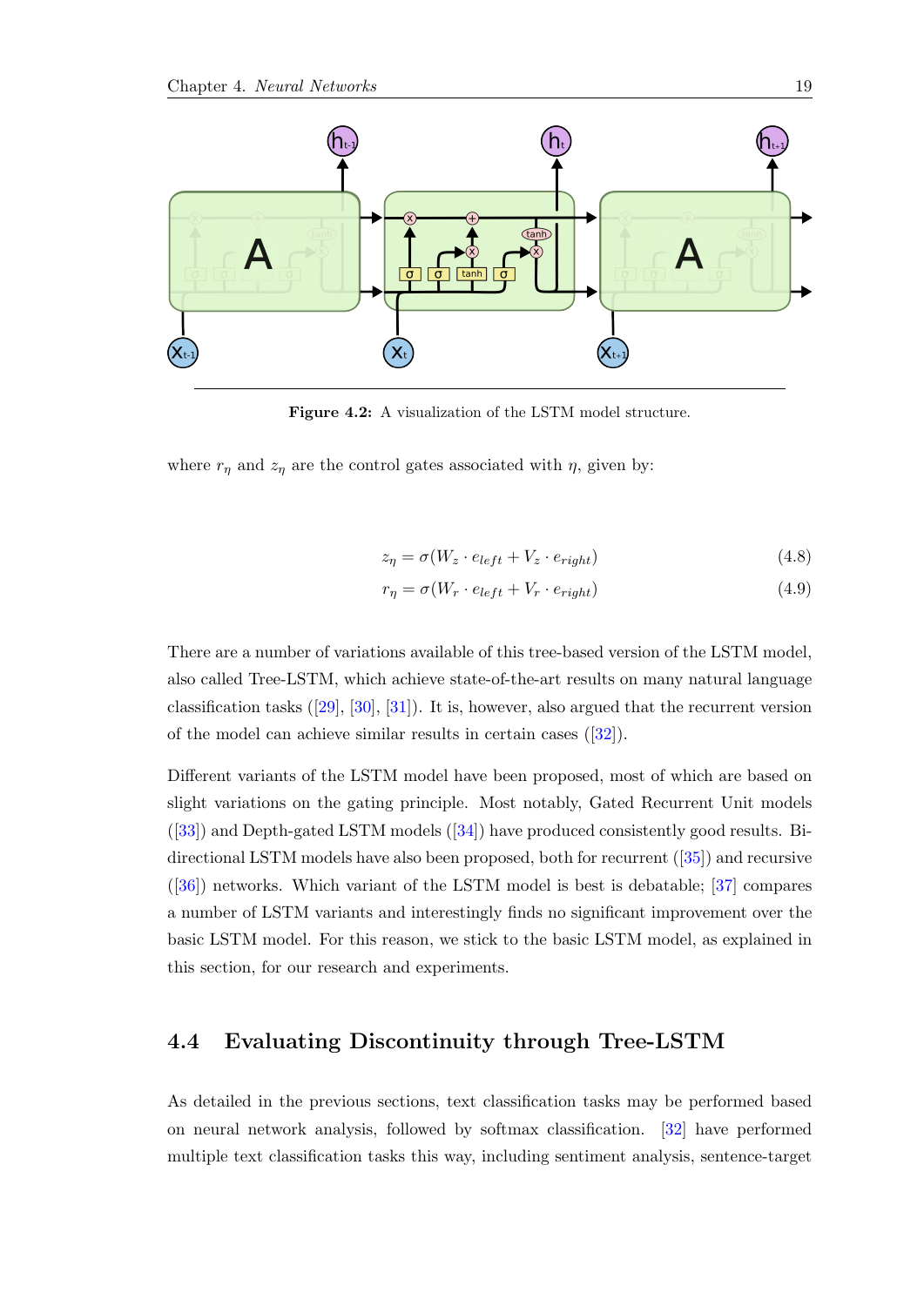**Figure 4.2:** A visualization of the LSTM model structure.

where $r_\eta$ and $z_\eta$ are the control gates associated with $\eta$, given by:

$$z_\eta = \sigma(W_z \cdot e_{left} + V_z \cdot e_{right}) \tag{4.8}$$

$$r_\eta = \sigma(W_r \cdot e_{left} + V_r \cdot e_{right}) \tag{4.9}$$

There are a number of variations available of this tree-based version of the LSTM model, also called Tree-LSTM, which achieve state-of-the-art results on many natural language classification tasks ([29], [30], [31]). It is, however, also argued that the recurrent version of the model can achieve similar results in certain cases ([32]).

Different variants of the LSTM model have been proposed, most of which are based on slight variations on the gating principle. Most notably, Gated Recurrent Unit models ([33]) and Depth-gated LSTM models ([34]) have produced consistently good results. Bi-directional LSTM models have also been proposed, both for recurrent ([35]) and recursive ([36]) networks. Which variant of the LSTM model is best is debatable; [37] compares a number of LSTM variants and interestingly finds no significant improvement over the basic LSTM model. For this reason, we stick to the basic LSTM model, as explained in this section, for our research and experiments.

## 4.4 Evaluating Discontinuity through Tree-LSTM

As detailed in the previous sections, text classification tasks may be performed based on neural network analysis, followed by softmax classification. [32] have performed multiple text classification tasks this way, including sentiment analysis, sentence-target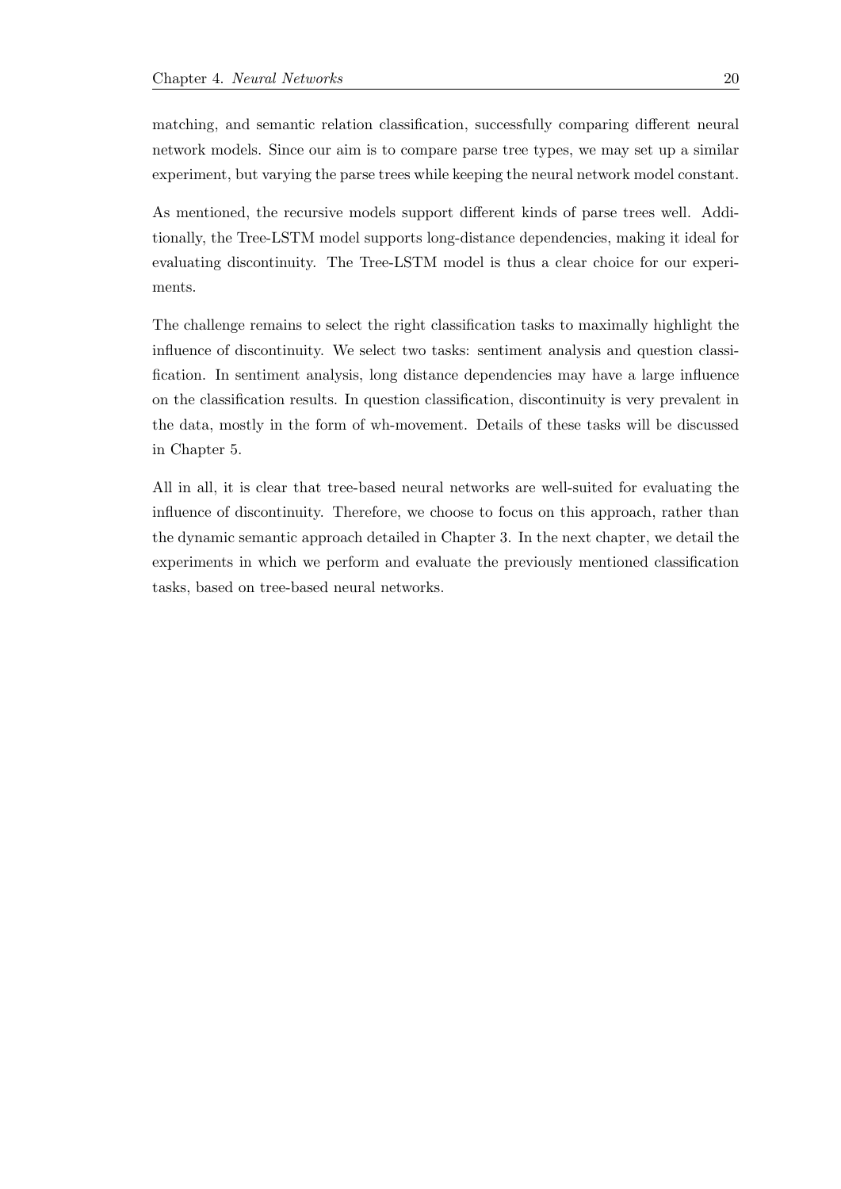matching, and semantic relation classification, successfully comparing different neural network models. Since our aim is to compare parse tree types, we may set up a similar experiment, but varying the parse trees while keeping the neural network model constant.

As mentioned, the recursive models support different kinds of parse trees well. Additionally, the Tree-LSTM model supports long-distance dependencies, making it ideal for evaluating discontinuity. The Tree-LSTM model is thus a clear choice for our experiments.

The challenge remains to select the right classification tasks to maximally highlight the influence of discontinuity. We select two tasks: sentiment analysis and question classification. In sentiment analysis, long distance dependencies may have a large influence on the classification results. In question classification, discontinuity is very prevalent in the data, mostly in the form of wh-movement. Details of these tasks will be discussed in Chapter 5.

All in all, it is clear that tree-based neural networks are well-suited for evaluating the influence of discontinuity. Therefore, we choose to focus on this approach, rather than the dynamic semantic approach detailed in Chapter 3. In the next chapter, we detail the experiments in which we perform and evaluate the previously mentioned classification tasks, based on tree-based neural networks.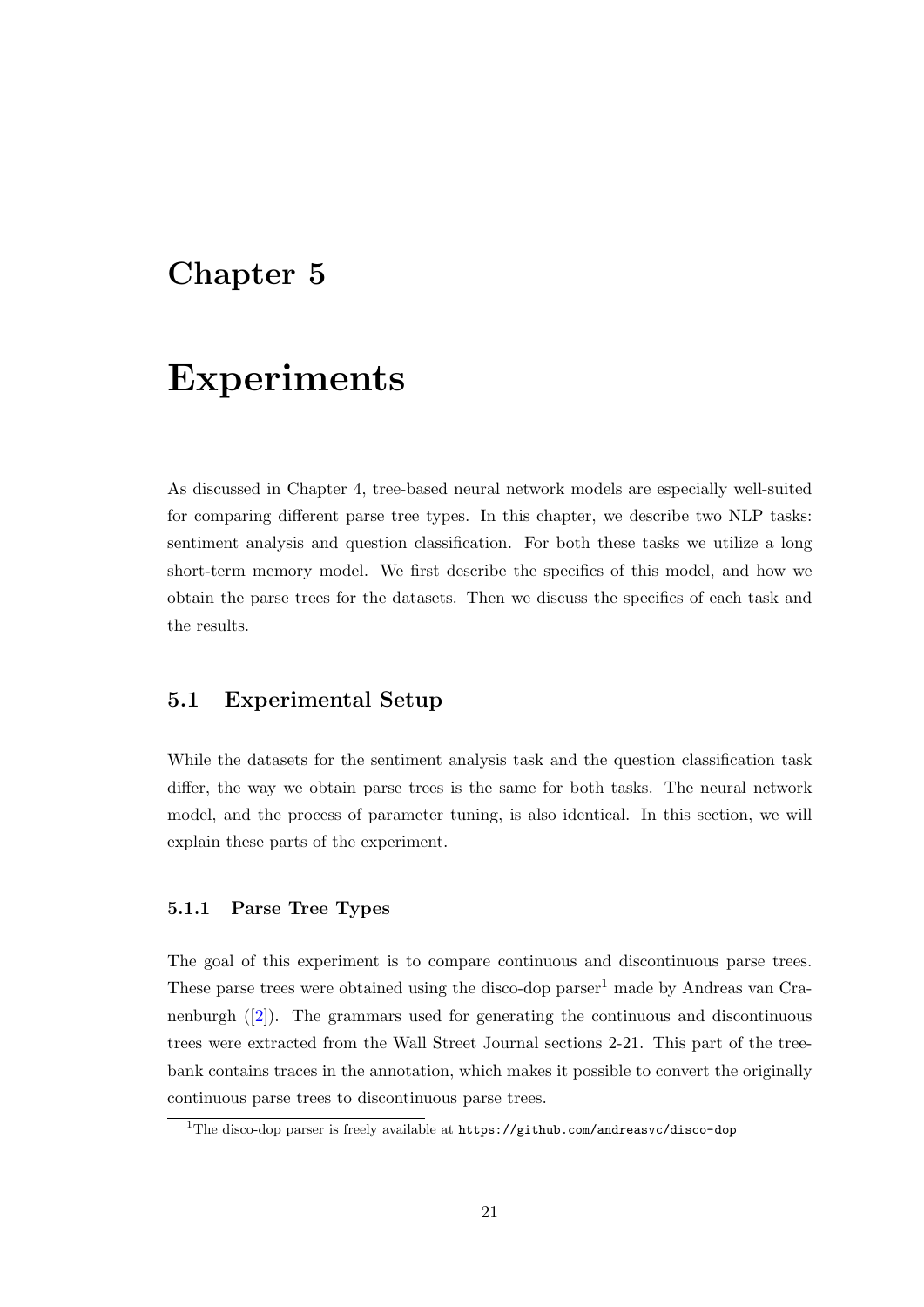# Chapter 5

# Experiments

As discussed in Chapter 4, tree-based neural network models are especially well-suited for comparing different parse tree types. In this chapter, we describe two NLP tasks: sentiment analysis and question classification. For both these tasks we utilize a long short-term memory model. We first describe the specifics of this model, and how we obtain the parse trees for the datasets. Then we discuss the specifics of each task and the results.

## 5.1 Experimental Setup

While the datasets for the sentiment analysis task and the question classification task differ, the way we obtain parse trees is the same for both tasks. The neural network model, and the process of parameter tuning, is also identical. In this section, we will explain these parts of the experiment.

### 5.1.1 Parse Tree Types

The goal of this experiment is to compare continuous and discontinuous parse trees. These parse trees were obtained using the disco-dop parser[1] made by Andreas van Cranenburgh ([2]). The grammars used for generating the continuous and discontinuous trees were extracted from the Wall Street Journal sections 2-21. This part of the treebank contains traces in the annotation, which makes it possible to convert the originally continuous parse trees to discontinuous parse trees.

[1] The disco-dop parser is freely available at `https://github.com/andreasvc/disco-dop`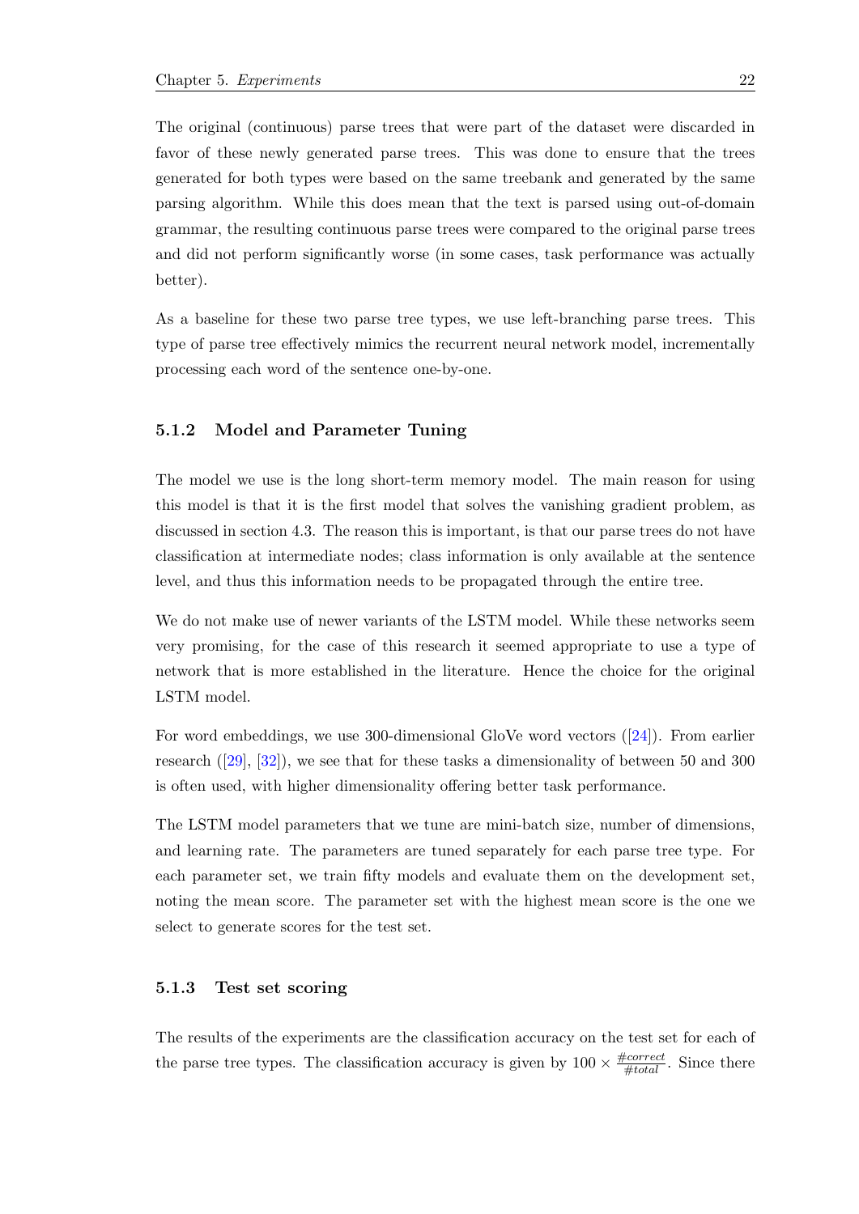The original (continuous) parse trees that were part of the dataset were discarded in favor of these newly generated parse trees. This was done to ensure that the trees generated for both types were based on the same treebank and generated by the same parsing algorithm. While this does mean that the text is parsed using out-of-domain grammar, the resulting continuous parse trees were compared to the original parse trees and did not perform significantly worse (in some cases, task performance was actually better).

As a baseline for these two parse tree types, we use left-branching parse trees. This type of parse tree effectively mimics the recurrent neural network model, incrementally processing each word of the sentence one-by-one.

### 5.1.2 Model and Parameter Tuning

The model we use is the long short-term memory model. The main reason for using this model is that it is the first model that solves the vanishing gradient problem, as discussed in section 4.3. The reason this is important, is that our parse trees do not have classification at intermediate nodes; class information is only available at the sentence level, and thus this information needs to be propagated through the entire tree.

We do not make use of newer variants of the LSTM model. While these networks seem very promising, for the case of this research it seemed appropriate to use a type of network that is more established in the literature. Hence the choice for the original LSTM model.

For word embeddings, we use 300-dimensional GloVe word vectors ([24]). From earlier research ([29], [32]), we see that for these tasks a dimensionality of between 50 and 300 is often used, with higher dimensionality offering better task performance.

The LSTM model parameters that we tune are mini-batch size, number of dimensions, and learning rate. The parameters are tuned separately for each parse tree type. For each parameter set, we train fifty models and evaluate them on the development set, noting the mean score. The parameter set with the highest mean score is the one we select to generate scores for the test set.

### 5.1.3 Test set scoring

The results of the experiments are the classification accuracy on the test set for each of the parse tree types. The classification accuracy is given by $100 \times \frac{\#correct}{\#total}$. Since there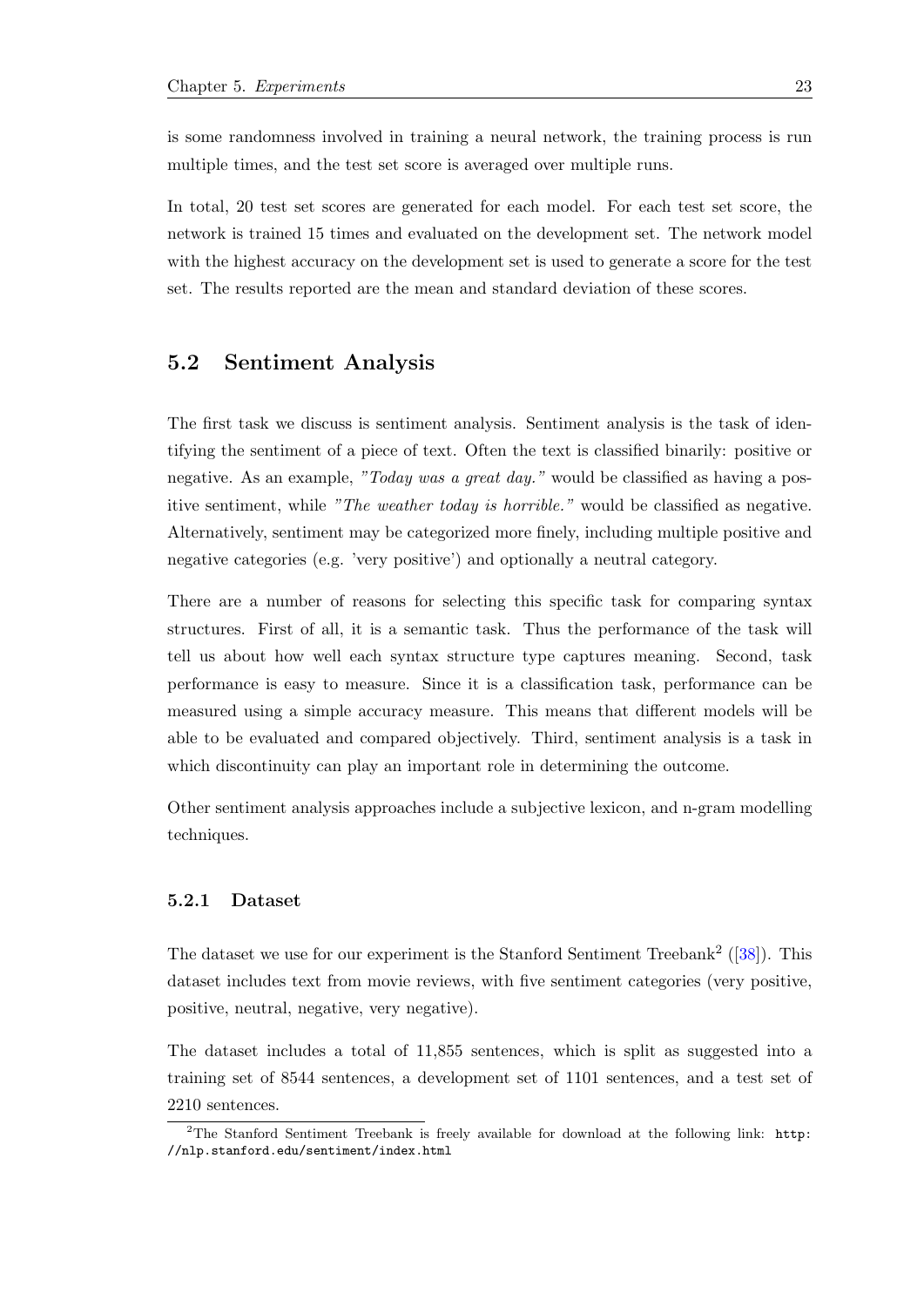is some randomness involved in training a neural network, the training process is run multiple times, and the test set score is averaged over multiple runs.

In total, 20 test set scores are generated for each model. For each test set score, the network is trained 15 times and evaluated on the development set. The network model with the highest accuracy on the development set is used to generate a score for the test set. The results reported are the mean and standard deviation of these scores.

## 5.2 Sentiment Analysis

The first task we discuss is sentiment analysis. Sentiment analysis is the task of identifying the sentiment of a piece of text. Often the text is classified binarily: positive or negative. As an example, *"Today was a great day."* would be classified as having a positive sentiment, while *"The weather today is horrible."* would be classified as negative. Alternatively, sentiment may be categorized more finely, including multiple positive and negative categories (e.g. 'very positive') and optionally a neutral category.

There are a number of reasons for selecting this specific task for comparing syntax structures. First of all, it is a semantic task. Thus the performance of the task will tell us about how well each syntax structure type captures meaning. Second, task performance is easy to measure. Since it is a classification task, performance can be measured using a simple accuracy measure. This means that different models will be able to be evaluated and compared objectively. Third, sentiment analysis is a task in which discontinuity can play an important role in determining the outcome.

Other sentiment analysis approaches include a subjective lexicon, and n-gram modelling techniques.

### 5.2.1 Dataset

The dataset we use for our experiment is the Stanford Sentiment Treebank[2] ([38]). This dataset includes text from movie reviews, with five sentiment categories (very positive, positive, neutral, negative, very negative).

The dataset includes a total of 11,855 sentences, which is split as suggested into a training set of 8544 sentences, a development set of 1101 sentences, and a test set of 2210 sentences.

[2] The Stanford Sentiment Treebank is freely available for download at the following link: `http://nlp.stanford.edu/sentiment/index.html`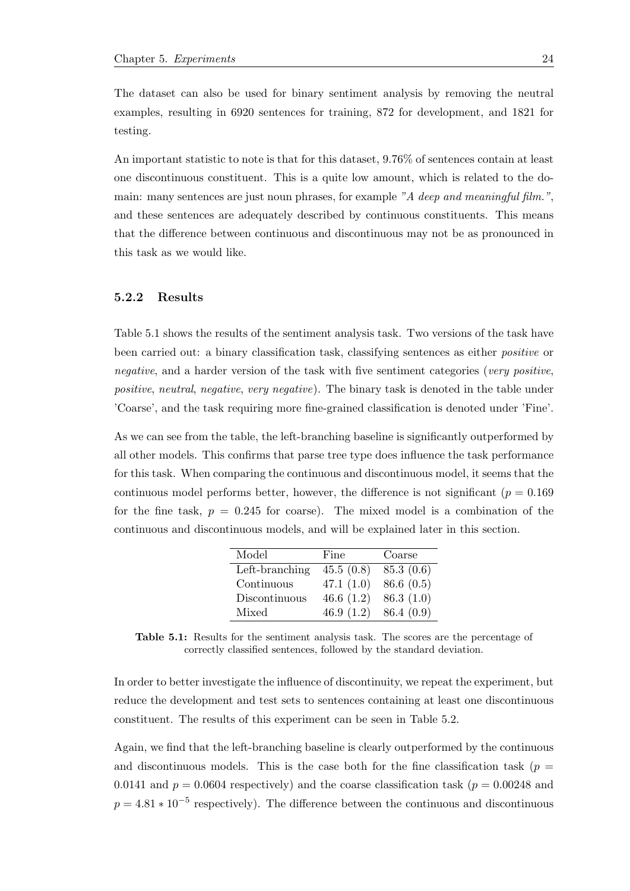The dataset can also be used for binary sentiment analysis by removing the neutral examples, resulting in 6920 sentences for training, 872 for development, and 1821 for testing.

An important statistic to note is that for this dataset, 9.76% of sentences contain at least one discontinuous constituent. This is a quite low amount, which is related to the domain: many sentences are just noun phrases, for example *"A deep and meaningful film."*, and these sentences are adequately described by continuous constituents. This means that the difference between continuous and discontinuous may not be as pronounced in this task as we would like.

### 5.2.2 Results

Table 5.1 shows the results of the sentiment analysis task. Two versions of the task have been carried out: a binary classification task, classifying sentences as either *positive* or *negative*, and a harder version of the task with five sentiment categories (*very positive*, *positive*, *neutral*, *negative*, *very negative*). The binary task is denoted in the table under 'Coarse', and the task requiring more fine-grained classification is denoted under 'Fine'.

As we can see from the table, the left-branching baseline is significantly outperformed by all other models. This confirms that parse tree type does influence the task performance for this task. When comparing the continuous and discontinuous model, it seems that the continuous model performs better, however, the difference is not significant ($p = 0.169$ for the fine task, $p = 0.245$ for coarse). The mixed model is a combination of the continuous and discontinuous models, and will be explained later in this section.

| Model | Fine | Coarse |
|---|---|---|
| Left-branching | 45.5 (0.8) | 85.3 (0.6) |
| Continuous | 47.1 (1.0) | 86.6 (0.5) |
| Discontinuous | 46.6 (1.2) | 86.3 (1.0) |
| Mixed | 46.9 (1.2) | 86.4 (0.9) |

**Table 5.1:** Results for the sentiment analysis task. The scores are the percentage of correctly classified sentences, followed by the standard deviation.

In order to better investigate the influence of discontinuity, we repeat the experiment, but reduce the development and test sets to sentences containing at least one discontinuous constituent. The results of this experiment can be seen in Table 5.2.

Again, we find that the left-branching baseline is clearly outperformed by the continuous and discontinuous models. This is the case both for the fine classification task ($p = 0.0141$ and $p = 0.0604$ respectively) and the coarse classification task ($p = 0.00248$ and $p = 4.81 * 10^{-5}$ respectively). The difference between the continuous and discontinuous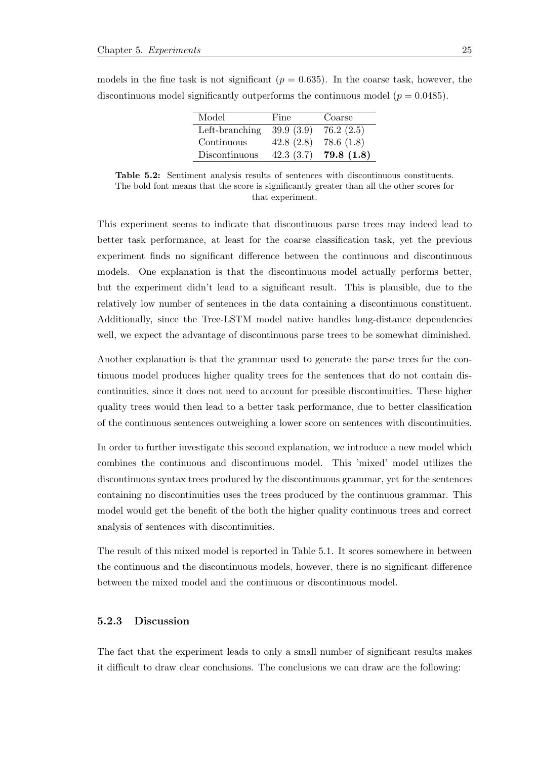models in the fine task is not significant ($p = 0.635$). In the coarse task, however, the discontinuous model significantly outperforms the continuous model ($p = 0.0485$).

| Model | Fine | Coarse |
|---|---|---|
| Left-branching | 39.9 (3.9) | 76.2 (2.5) |
| Continuous | 42.8 (2.8) | 78.6 (1.8) |
| Discontinuous | 42.3 (3.7) | **79.8 (1.8)** |

**Table 5.2:** Sentiment analysis results of sentences with discontinuous constituents. The bold font means that the score is significantly greater than all the other scores for that experiment.

This experiment seems to indicate that discontinuous parse trees may indeed lead to better task performance, at least for the coarse classification task, yet the previous experiment finds no significant difference between the continuous and discontinuous models. One explanation is that the discontinuous model actually performs better, but the experiment didn't lead to a significant result. This is plausible, due to the relatively low number of sentences in the data containing a discontinuous constituent. Additionally, since the Tree-LSTM model native handles long-distance dependencies well, we expect the advantage of discontinuous parse trees to be somewhat diminished.

Another explanation is that the grammar used to generate the parse trees for the continuous model produces higher quality trees for the sentences that do not contain discontinuities, since it does not need to account for possible discontinuities. These higher quality trees would then lead to a better task performance, due to better classification of the continuous sentences outweighing a lower score on sentences with discontinuities.

In order to further investigate this second explanation, we introduce a new model which combines the continuous and discontinuous model. This 'mixed' model utilizes the discontinuous syntax trees produced by the discontinuous grammar, yet for the sentences containing no discontinuities uses the trees produced by the continuous grammar. This model would get the benefit of the both the higher quality continuous trees and correct analysis of sentences with discontinuities.

The result of this mixed model is reported in Table 5.1. It scores somewhere in between the continuous and the discontinuous models, however, there is no significant difference between the mixed model and the continuous or discontinuous model.

### 5.2.3 Discussion

The fact that the experiment leads to only a small number of significant results makes it difficult to draw clear conclusions. The conclusions we can draw are the following: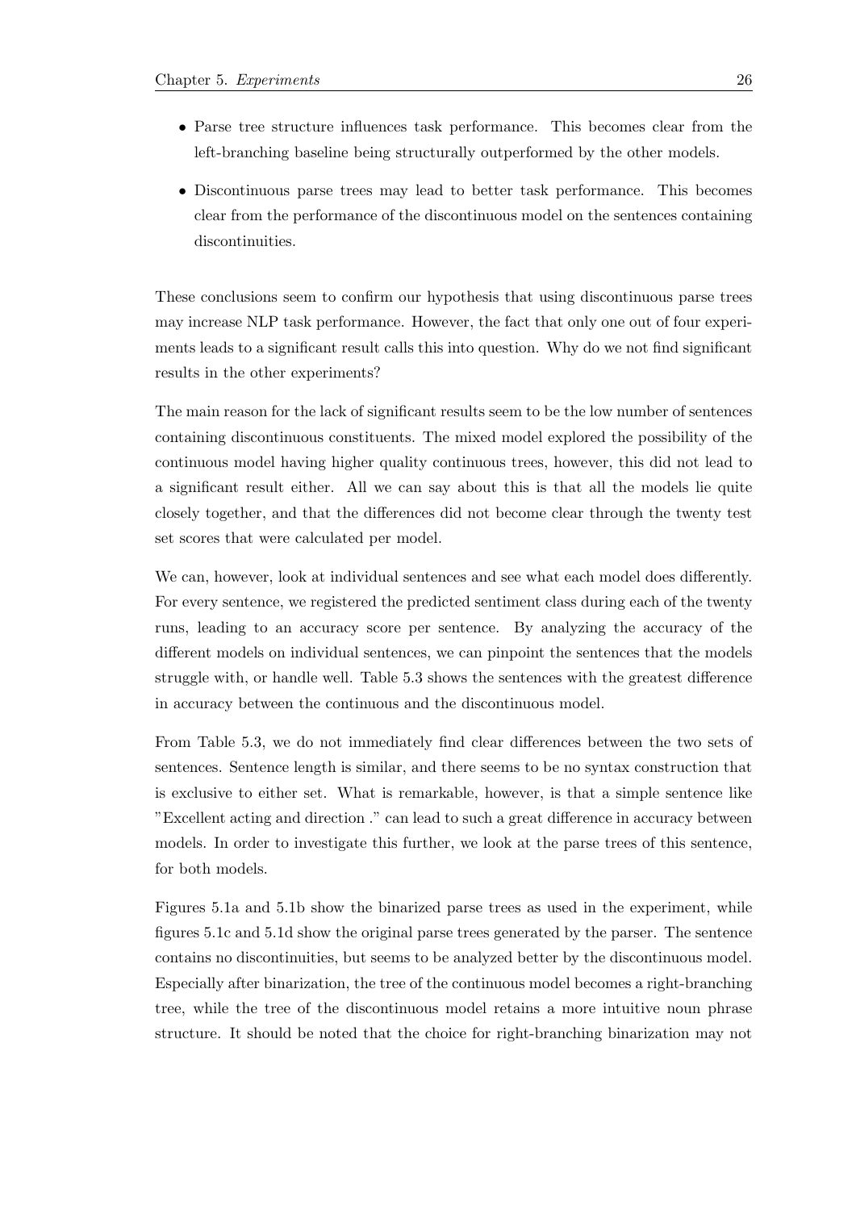- Parse tree structure influences task performance. This becomes clear from the left-branching baseline being structurally outperformed by the other models.
- Discontinuous parse trees may lead to better task performance. This becomes clear from the performance of the discontinuous model on the sentences containing discontinuities.

These conclusions seem to confirm our hypothesis that using discontinuous parse trees may increase NLP task performance. However, the fact that only one out of four experiments leads to a significant result calls this into question. Why do we not find significant results in the other experiments?

The main reason for the lack of significant results seem to be the low number of sentences containing discontinuous constituents. The mixed model explored the possibility of the continuous model having higher quality continuous trees, however, this did not lead to a significant result either. All we can say about this is that all the models lie quite closely together, and that the differences did not become clear through the twenty test set scores that were calculated per model.

We can, however, look at individual sentences and see what each model does differently. For every sentence, we registered the predicted sentiment class during each of the twenty runs, leading to an accuracy score per sentence. By analyzing the accuracy of the different models on individual sentences, we can pinpoint the sentences that the models struggle with, or handle well. Table 5.3 shows the sentences with the greatest difference in accuracy between the continuous and the discontinuous model.

From Table 5.3, we do not immediately find clear differences between the two sets of sentences. Sentence length is similar, and there seems to be no syntax construction that is exclusive to either set. What is remarkable, however, is that a simple sentence like "Excellent acting and direction ." can lead to such a great difference in accuracy between models. In order to investigate this further, we look at the parse trees of this sentence, for both models.

Figures 5.1a and 5.1b show the binarized parse trees as used in the experiment, while figures 5.1c and 5.1d show the original parse trees generated by the parser. The sentence contains no discontinuities, but seems to be analyzed better by the discontinuous model. Especially after binarization, the tree of the continuous model becomes a right-branching tree, while the tree of the discontinuous model retains a more intuitive noun phrase structure. It should be noted that the choice for right-branching binarization may not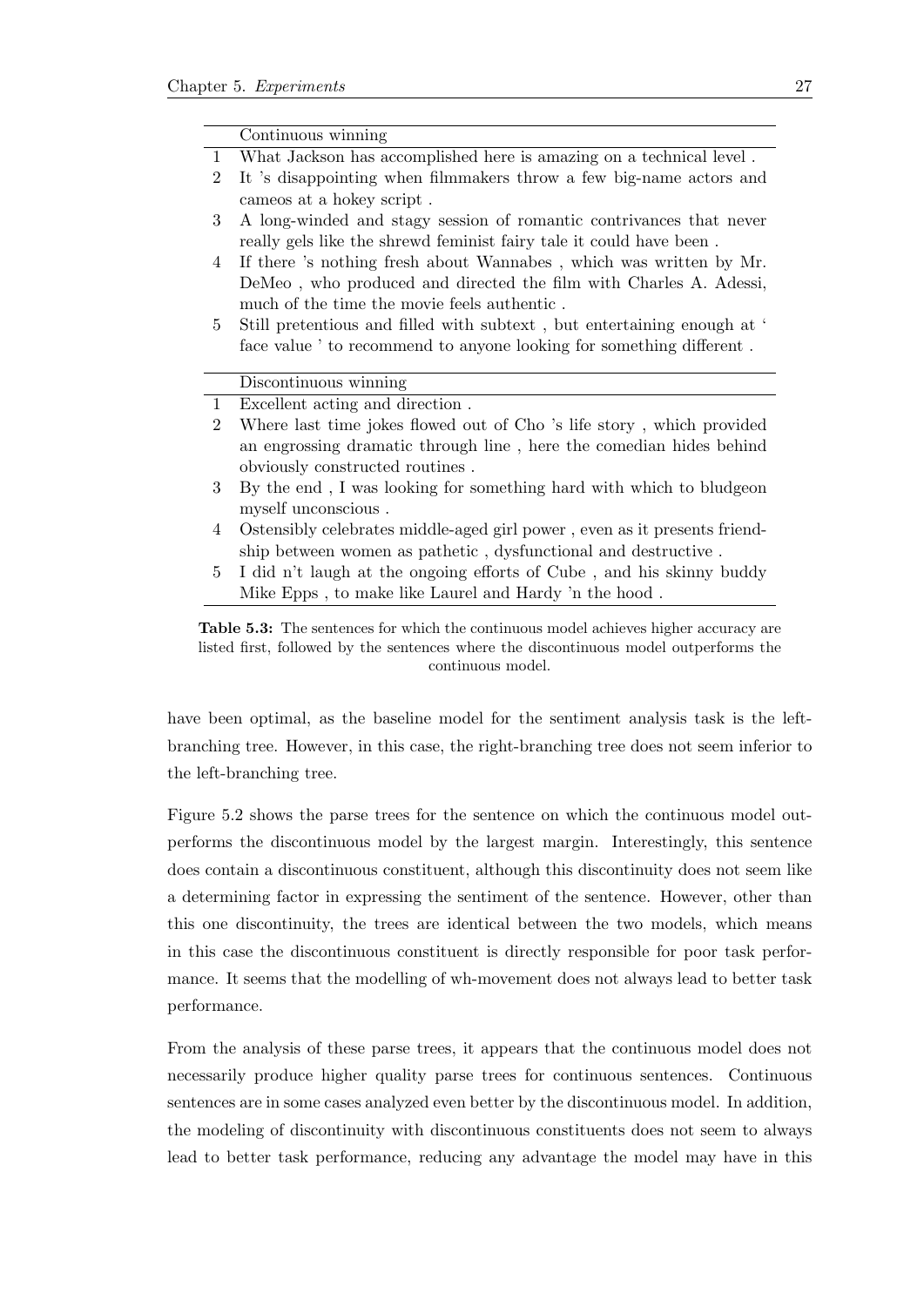| | Continuous winning |
|---|---|
| 1 | What Jackson has accomplished here is amazing on a technical level . |
| 2 | It 's disappointing when filmmakers throw a few big-name actors and cameos at a hokey script . |
| 3 | A long-winded and stagy session of romantic contrivances that never really gels like the shrewd feminist fairy tale it could have been . |
| 4 | If there 's nothing fresh about Wannabes , which was written by Mr. DeMeo , who produced and directed the film with Charles A. Adessi, much of the time the movie feels authentic . |
| 5 | Still pretentious and filled with subtext , but entertaining enough at ' face value ' to recommend to anyone looking for something different . |
| | **Discontinuous winning** |
| 1 | Excellent acting and direction . |
| 2 | Where last time jokes flowed out of Cho 's life story , which provided an engrossing dramatic through line , here the comedian hides behind obviously constructed routines . |
| 3 | By the end , I was looking for something hard with which to bludgeon myself unconscious . |
| 4 | Ostensibly celebrates middle-aged girl power , even as it presents friendship between women as pathetic , dysfunctional and destructive . |
| 5 | I did n't laugh at the ongoing efforts of Cube , and his skinny buddy Mike Epps , to make like Laurel and Hardy 'n the hood . |

**Table 5.3:** The sentences for which the continuous model achieves higher accuracy are listed first, followed by the sentences where the discontinuous model outperforms the continuous model.

have been optimal, as the baseline model for the sentiment analysis task is the left-branching tree. However, in this case, the right-branching tree does not seem inferior to the left-branching tree.

Figure 5.2 shows the parse trees for the sentence on which the continuous model outperforms the discontinuous model by the largest margin. Interestingly, this sentence does contain a discontinuous constituent, although this discontinuity does not seem like a determining factor in expressing the sentiment of the sentence. However, other than this one discontinuity, the trees are identical between the two models, which means in this case the discontinuous constituent is directly responsible for poor task performance. It seems that the modelling of wh-movement does not always lead to better task performance.

From the analysis of these parse trees, it appears that the continuous model does not necessarily produce higher quality parse trees for continuous sentences. Continuous sentences are in some cases analyzed even better by the discontinuous model. In addition, the modeling of discontinuity with discontinuous constituents does not seem to always lead to better task performance, reducing any advantage the model may have in this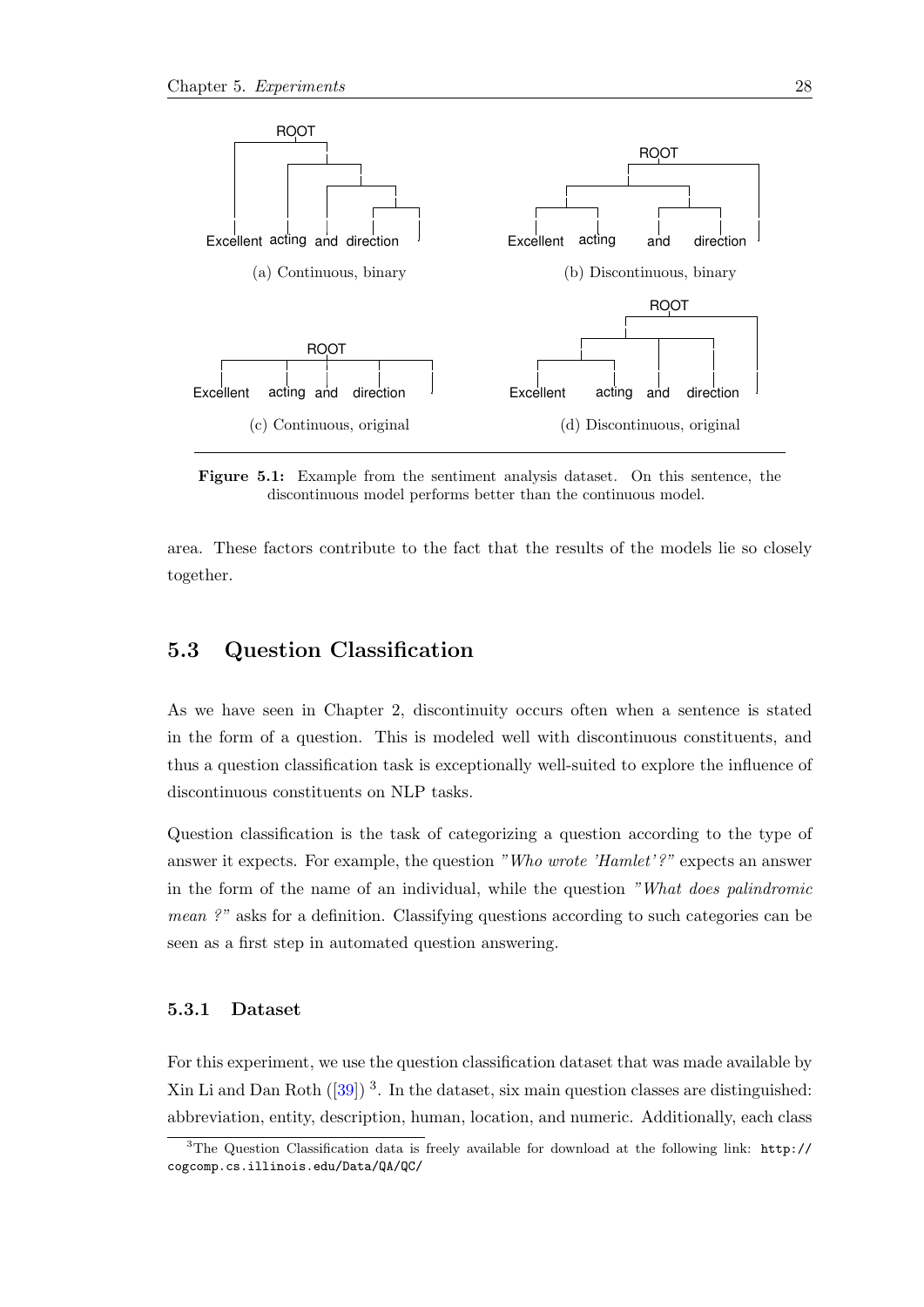ROOT

Excellent acting and direction

(a) Continuous, binary

ROOT

Excellent acting and direction

(b) Discontinuous, binary

ROOT

Excellent acting and direction

(c) Continuous, original

ROOT

Excellent acting and direction

(d) Discontinuous, original

**Figure 5.1:** Example from the sentiment analysis dataset. On this sentence, the discontinuous model performs better than the continuous model.

area. These factors contribute to the fact that the results of the models lie so closely together.

## 5.3 Question Classification

As we have seen in Chapter 2, discontinuity occurs often when a sentence is stated in the form of a question. This is modeled well with discontinuous constituents, and thus a question classification task is exceptionally well-suited to explore the influence of discontinuous constituents on NLP tasks.

Question classification is the task of categorizing a question according to the type of answer it expects. For example, the question *"Who wrote 'Hamlet'?"* expects an answer in the form of the name of an individual, while the question *"What does palindromic mean ?"* asks for a definition. Classifying questions according to such categories can be seen as a first step in automated question answering.

### 5.3.1 Dataset

For this experiment, we use the question classification dataset that was made available by Xin Li and Dan Roth ([39]) [3]. In the dataset, six main question classes are distinguished: abbreviation, entity, description, human, location, and numeric. Additionally, each class

[3] The Question Classification data is freely available for download at the following link: `http://cogcomp.cs.illinois.edu/Data/QA/QC/`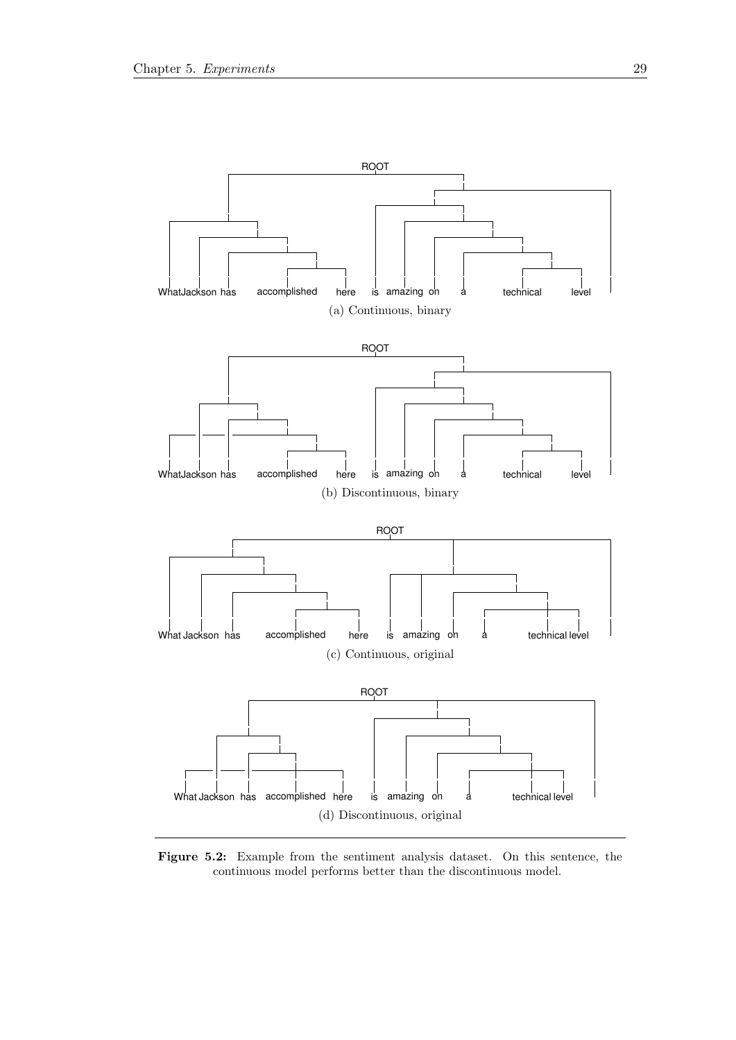ROOT

What Jackson has accomplished here is amazing on a technical level

(a) Continuous, binary

ROOT

What Jackson has accomplished here is amazing on a technical level

(b) Discontinuous, binary

ROOT

What Jackson has accomplished here is amazing on a technical level

(c) Continuous, original

ROOT

What Jackson has accomplished here is amazing on a technical level

(d) Discontinuous, original

**Figure 5.2:** Example from the sentiment analysis dataset. On this sentence, the continuous model performs better than the discontinuous model.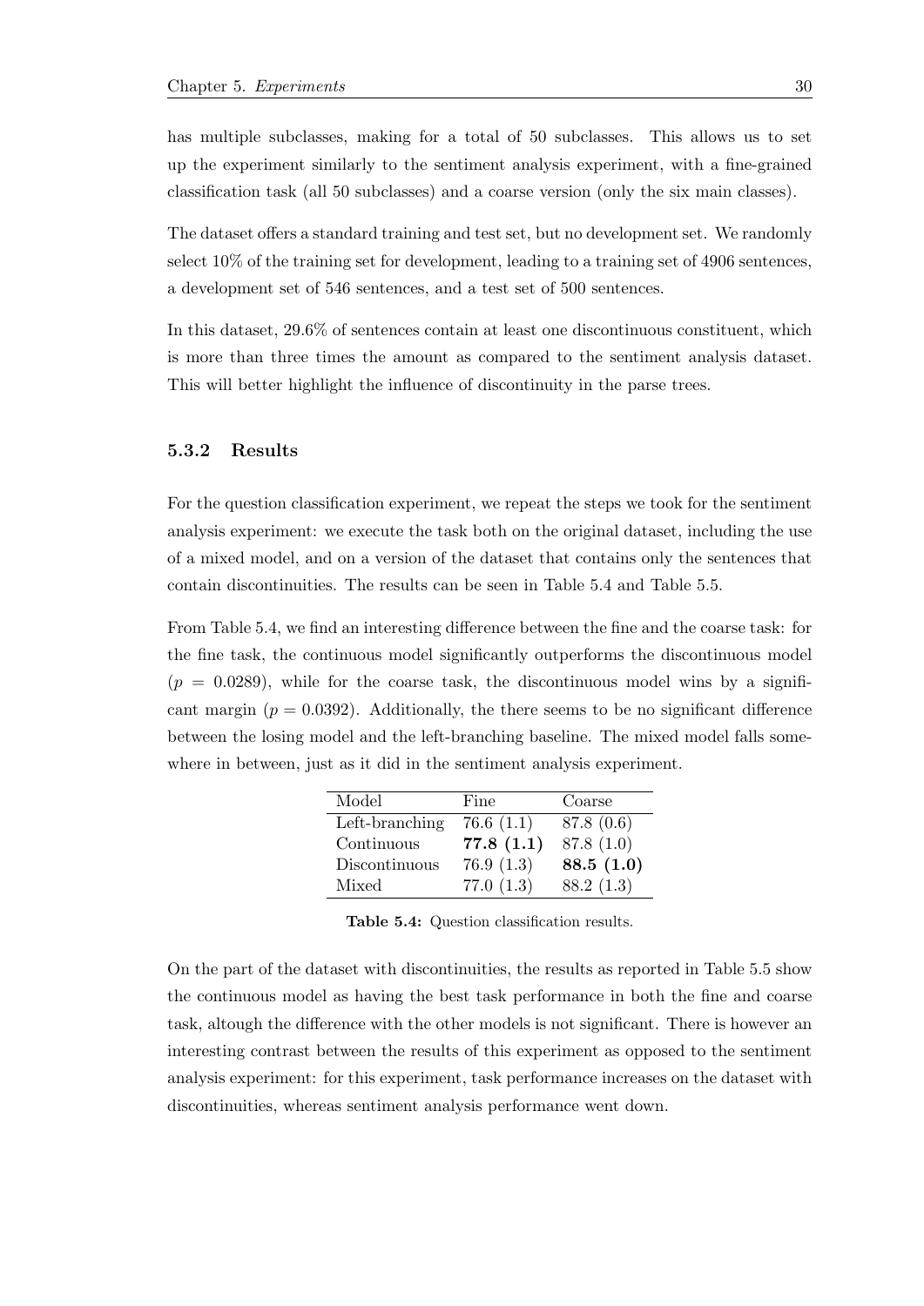has multiple subclasses, making for a total of 50 subclasses. This allows us to set up the experiment similarly to the sentiment analysis experiment, with a fine-grained classification task (all 50 subclasses) and a coarse version (only the six main classes).

The dataset offers a standard training and test set, but no development set. We randomly select 10% of the training set for development, leading to a training set of 4906 sentences, a development set of 546 sentences, and a test set of 500 sentences.

In this dataset, 29.6% of sentences contain at least one discontinuous constituent, which is more than three times the amount as compared to the sentiment analysis dataset. This will better highlight the influence of discontinuity in the parse trees.

### 5.3.2 Results

For the question classification experiment, we repeat the steps we took for the sentiment analysis experiment: we execute the task both on the original dataset, including the use of a mixed model, and on a version of the dataset that contains only the sentences that contain discontinuities. The results can be seen in Table 5.4 and Table 5.5.

From Table 5.4, we find an interesting difference between the fine and the coarse task: for the fine task, the continuous model significantly outperforms the discontinuous model ($p = 0.0289$), while for the coarse task, the discontinuous model wins by a significant margin ($p = 0.0392$). Additionally, the there seems to be no significant difference between the losing model and the left-branching baseline. The mixed model falls somewhere in between, just as it did in the sentiment analysis experiment.

| Model | Fine | Coarse |
|---|---|---|
| Left-branching | 76.6 (1.1) | 87.8 (0.6) |
| Continuous | **77.8 (1.1)** | 87.8 (1.0) |
| Discontinuous | 76.9 (1.3) | **88.5 (1.0)** |
| Mixed | 77.0 (1.3) | 88.2 (1.3) |

**Table 5.4:** Question classification results.

On the part of the dataset with discontinuities, the results as reported in Table 5.5 show the continuous model as having the best task performance in both the fine and coarse task, altough the difference with the other models is not significant. There is however an interesting contrast between the results of this experiment as opposed to the sentiment analysis experiment: for this experiment, task performance increases on the dataset with discontinuities, whereas sentiment analysis performance went down.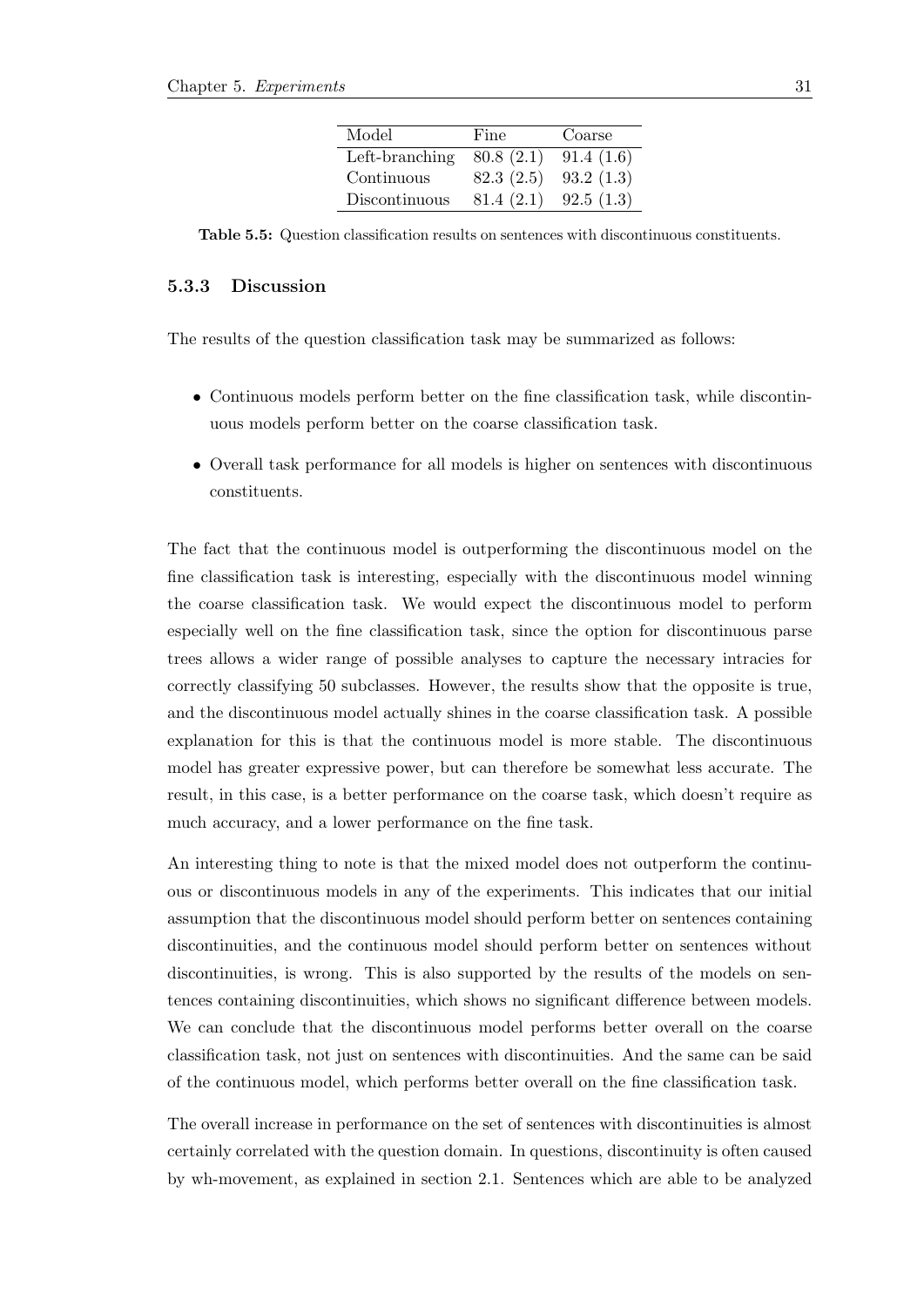| Model | Fine | Coarse |
|---|---|---|
| Left-branching | 80.8 (2.1) | 91.4 (1.6) |
| Continuous | 82.3 (2.5) | 93.2 (1.3) |
| Discontinuous | 81.4 (2.1) | 92.5 (1.3) |

**Table 5.5:** Question classification results on sentences with discontinuous constituents.

### 5.3.3 Discussion

The results of the question classification task may be summarized as follows:

- Continuous models perform better on the fine classification task, while discontinuous models perform better on the coarse classification task.
- Overall task performance for all models is higher on sentences with discontinuous constituents.

The fact that the continuous model is outperforming the discontinuous model on the fine classification task is interesting, especially with the discontinuous model winning the coarse classification task. We would expect the discontinuous model to perform especially well on the fine classification task, since the option for discontinuous parse trees allows a wider range of possible analyses to capture the necessary intracies for correctly classifying 50 subclasses. However, the results show that the opposite is true, and the discontinuous model actually shines in the coarse classification task. A possible explanation for this is that the continuous model is more stable. The discontinuous model has greater expressive power, but can therefore be somewhat less accurate. The result, in this case, is a better performance on the coarse task, which doesn't require as much accuracy, and a lower performance on the fine task.

An interesting thing to note is that the mixed model does not outperform the continuous or discontinuous models in any of the experiments. This indicates that our initial assumption that the discontinuous model should perform better on sentences containing discontinuities, and the continuous model should perform better on sentences without discontinuities, is wrong. This is also supported by the results of the models on sentences containing discontinuities, which shows no significant difference between models. We can conclude that the discontinuous model performs better overall on the coarse classification task, not just on sentences with discontinuities. And the same can be said of the continuous model, which performs better overall on the fine classification task.

The overall increase in performance on the set of sentences with discontinuities is almost certainly correlated with the question domain. In questions, discontinuity is often caused by wh-movement, as explained in section 2.1. Sentences which are able to be analyzed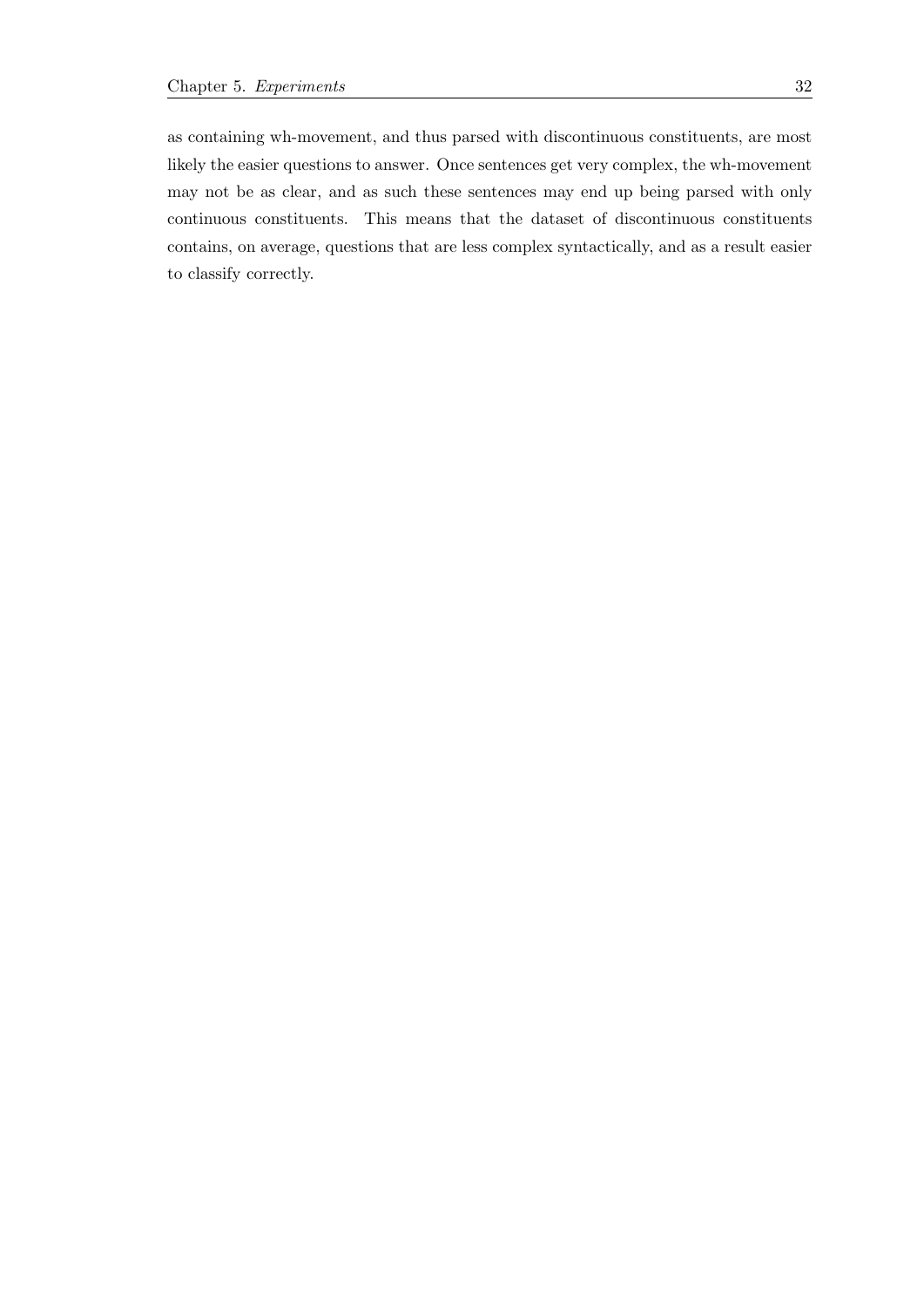as containing wh-movement, and thus parsed with discontinuous constituents, are most likely the easier questions to answer. Once sentences get very complex, the wh-movement may not be as clear, and as such these sentences may end up being parsed with only continuous constituents. This means that the dataset of discontinuous constituents contains, on average, questions that are less complex syntactically, and as a result easier to classify correctly.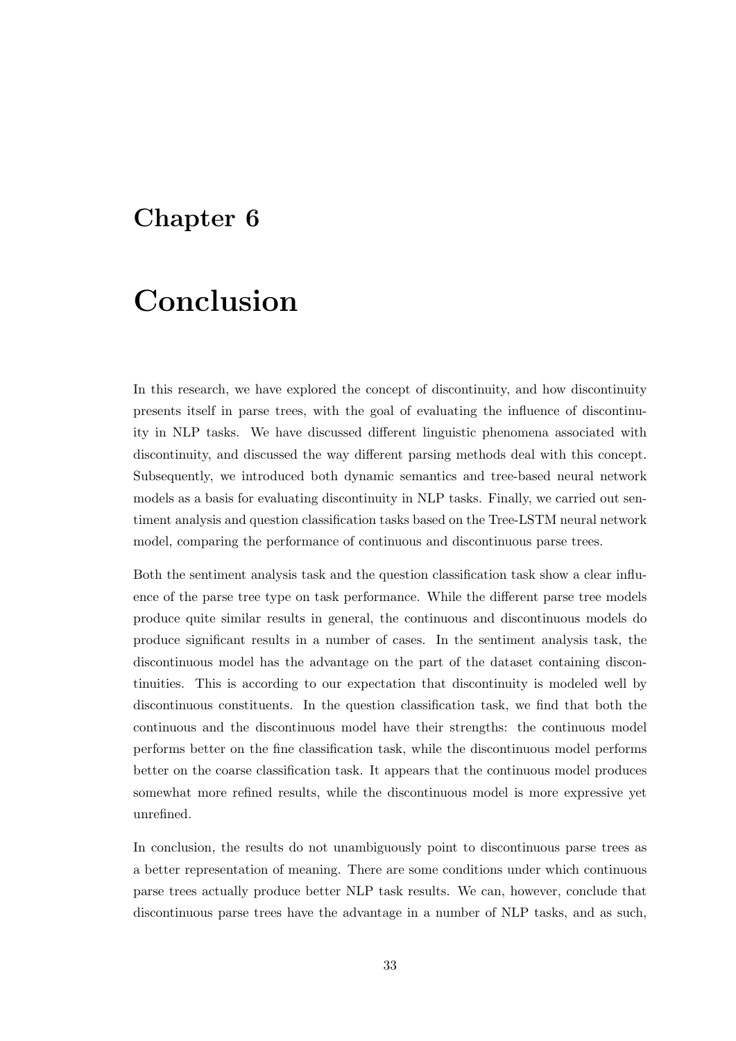# Chapter 6

# Conclusion

In this research, we have explored the concept of discontinuity, and how discontinuity presents itself in parse trees, with the goal of evaluating the influence of discontinuity in NLP tasks. We have discussed different linguistic phenomena associated with discontinuity, and discussed the way different parsing methods deal with this concept. Subsequently, we introduced both dynamic semantics and tree-based neural network models as a basis for evaluating discontinuity in NLP tasks. Finally, we carried out sentiment analysis and question classification tasks based on the Tree-LSTM neural network model, comparing the performance of continuous and discontinuous parse trees.

Both the sentiment analysis task and the question classification task show a clear influence of the parse tree type on task performance. While the different parse tree models produce quite similar results in general, the continuous and discontinuous models do produce significant results in a number of cases. In the sentiment analysis task, the discontinuous model has the advantage on the part of the dataset containing discontinuities. This is according to our expectation that discontinuity is modeled well by discontinuous constituents. In the question classification task, we find that both the continuous and the discontinuous model have their strengths: the continuous model performs better on the fine classification task, while the discontinuous model performs better on the coarse classification task. It appears that the continuous model produces somewhat more refined results, while the discontinuous model is more expressive yet unrefined.

In conclusion, the results do not unambiguously point to discontinuous parse trees as a better representation of meaning. There are some conditions under which continuous parse trees actually produce better NLP task results. We can, however, conclude that discontinuous parse trees have the advantage in a number of NLP tasks, and as such,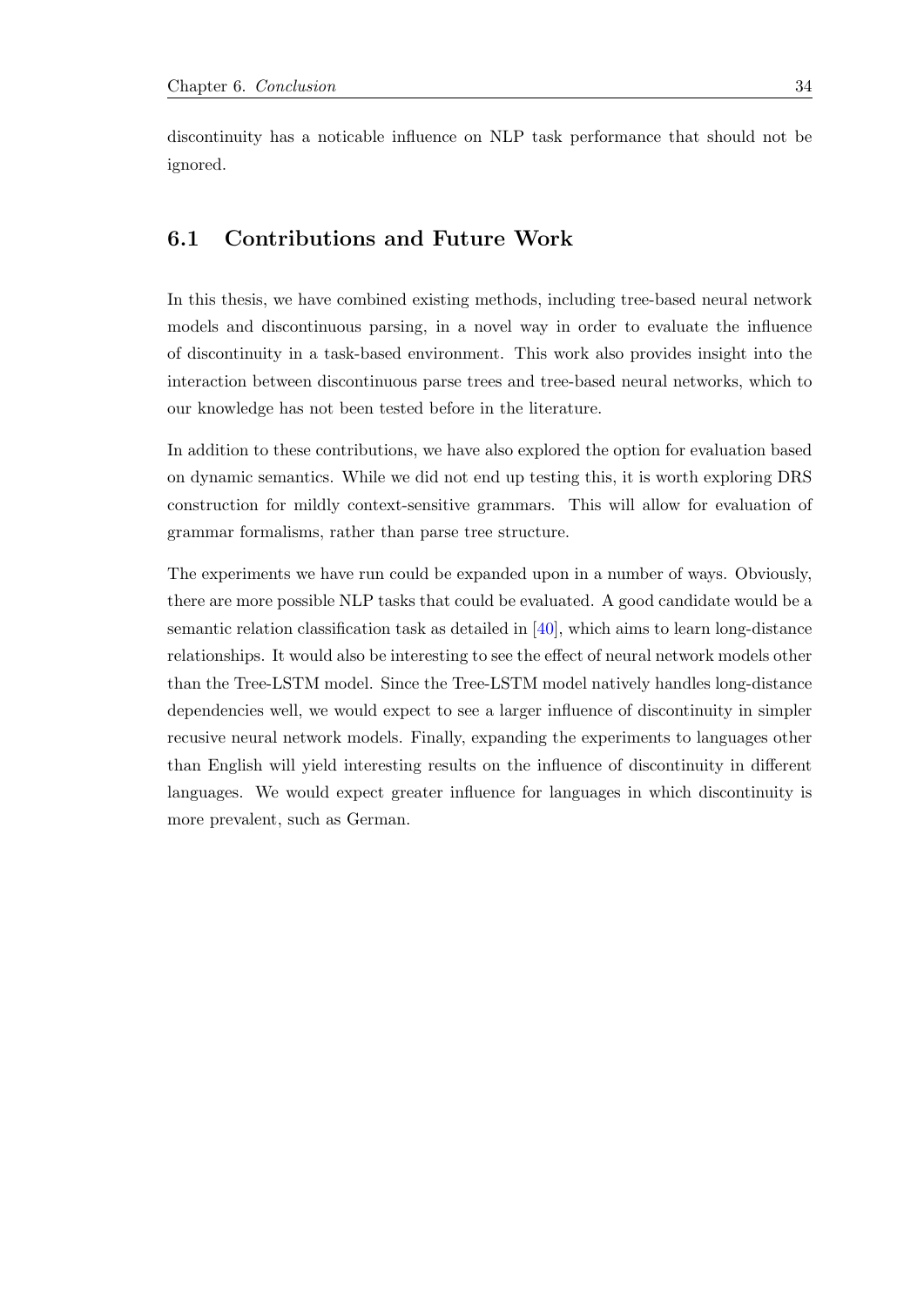discontinuity has a noticable influence on NLP task performance that should not be ignored.

## 6.1 Contributions and Future Work

In this thesis, we have combined existing methods, including tree-based neural network models and discontinuous parsing, in a novel way in order to evaluate the influence of discontinuity in a task-based environment. This work also provides insight into the interaction between discontinuous parse trees and tree-based neural networks, which to our knowledge has not been tested before in the literature.

In addition to these contributions, we have also explored the option for evaluation based on dynamic semantics. While we did not end up testing this, it is worth exploring DRS construction for mildly context-sensitive grammars. This will allow for evaluation of grammar formalisms, rather than parse tree structure.

The experiments we have run could be expanded upon in a number of ways. Obviously, there are more possible NLP tasks that could be evaluated. A good candidate would be a semantic relation classification task as detailed in [40], which aims to learn long-distance relationships. It would also be interesting to see the effect of neural network models other than the Tree-LSTM model. Since the Tree-LSTM model natively handles long-distance dependencies well, we would expect to see a larger influence of discontinuity in simpler recusive neural network models. Finally, expanding the experiments to languages other than English will yield interesting results on the influence of discontinuity in different languages. We would expect greater influence for languages in which discontinuity is more prevalent, such as German.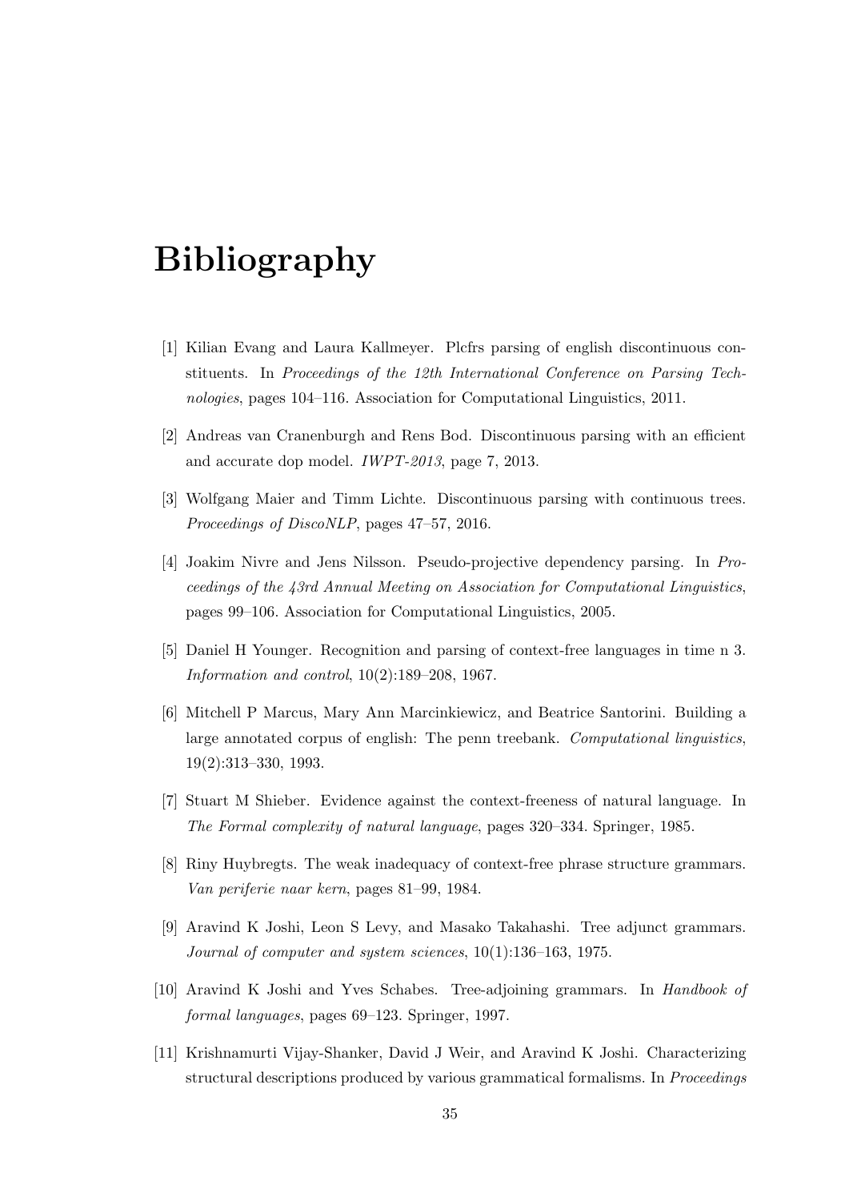# Bibliography

[1] Kilian Evang and Laura Kallmeyer. Plcfrs parsing of english discontinuous constituents. In *Proceedings of the 12th International Conference on Parsing Technologies*, pages 104–116. Association for Computational Linguistics, 2011.

[2] Andreas van Cranenburgh and Rens Bod. Discontinuous parsing with an efficient and accurate dop model. *IWPT-2013*, page 7, 2013.

[3] Wolfgang Maier and Timm Lichte. Discontinuous parsing with continuous trees. *Proceedings of DiscoNLP*, pages 47–57, 2016.

[4] Joakim Nivre and Jens Nilsson. Pseudo-projective dependency parsing. In *Proceedings of the 43rd Annual Meeting on Association for Computational Linguistics*, pages 99–106. Association for Computational Linguistics, 2005.

[5] Daniel H Younger. Recognition and parsing of context-free languages in time n 3. *Information and control*, 10(2):189–208, 1967.

[6] Mitchell P Marcus, Mary Ann Marcinkiewicz, and Beatrice Santorini. Building a large annotated corpus of english: The penn treebank. *Computational linguistics*, 19(2):313–330, 1993.

[7] Stuart M Shieber. Evidence against the context-freeness of natural language. In *The Formal complexity of natural language*, pages 320–334. Springer, 1985.

[8] Riny Huybregts. The weak inadequacy of context-free phrase structure grammars. *Van periferie naar kern*, pages 81–99, 1984.

[9] Aravind K Joshi, Leon S Levy, and Masako Takahashi. Tree adjunct grammars. *Journal of computer and system sciences*, 10(1):136–163, 1975.

[10] Aravind K Joshi and Yves Schabes. Tree-adjoining grammars. In *Handbook of formal languages*, pages 69–123. Springer, 1997.

[11] Krishnamurti Vijay-Shanker, David J Weir, and Aravind K Joshi. Characterizing structural descriptions produced by various grammatical formalisms. In *Proceedings*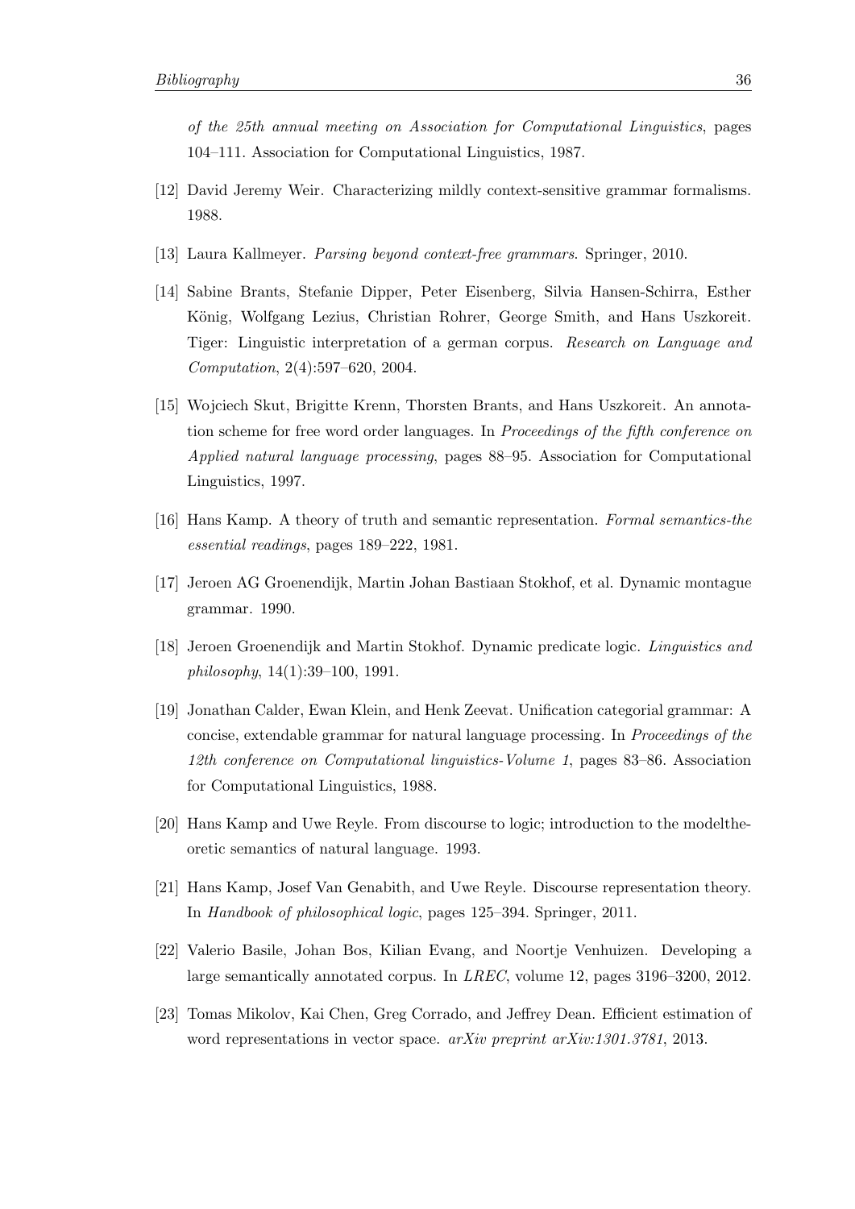*of the 25th annual meeting on Association for Computational Linguistics*, pages 104–111. Association for Computational Linguistics, 1987.

[12] David Jeremy Weir. Characterizing mildly context-sensitive grammar formalisms. 1988.

[13] Laura Kallmeyer. *Parsing beyond context-free grammars*. Springer, 2010.

[14] Sabine Brants, Stefanie Dipper, Peter Eisenberg, Silvia Hansen-Schirra, Esther König, Wolfgang Lezius, Christian Rohrer, George Smith, and Hans Uszkoreit. Tiger: Linguistic interpretation of a german corpus. *Research on Language and Computation*, 2(4):597–620, 2004.

[15] Wojciech Skut, Brigitte Krenn, Thorsten Brants, and Hans Uszkoreit. An annotation scheme for free word order languages. In *Proceedings of the fifth conference on Applied natural language processing*, pages 88–95. Association for Computational Linguistics, 1997.

[16] Hans Kamp. A theory of truth and semantic representation. *Formal semantics-the essential readings*, pages 189–222, 1981.

[17] Jeroen AG Groenendijk, Martin Johan Bastiaan Stokhof, et al. Dynamic montague grammar. 1990.

[18] Jeroen Groenendijk and Martin Stokhof. Dynamic predicate logic. *Linguistics and philosophy*, 14(1):39–100, 1991.

[19] Jonathan Calder, Ewan Klein, and Henk Zeevat. Unification categorial grammar: A concise, extendable grammar for natural language processing. In *Proceedings of the 12th conference on Computational linguistics-Volume 1*, pages 83–86. Association for Computational Linguistics, 1988.

[20] Hans Kamp and Uwe Reyle. From discourse to logic; introduction to the modeltheoretic semantics of natural language. 1993.

[21] Hans Kamp, Josef Van Genabith, and Uwe Reyle. Discourse representation theory. In *Handbook of philosophical logic*, pages 125–394. Springer, 2011.

[22] Valerio Basile, Johan Bos, Kilian Evang, and Noortje Venhuizen. Developing a large semantically annotated corpus. In *LREC*, volume 12, pages 3196–3200, 2012.

[23] Tomas Mikolov, Kai Chen, Greg Corrado, and Jeffrey Dean. Efficient estimation of word representations in vector space. *arXiv preprint arXiv:1301.3781*, 2013.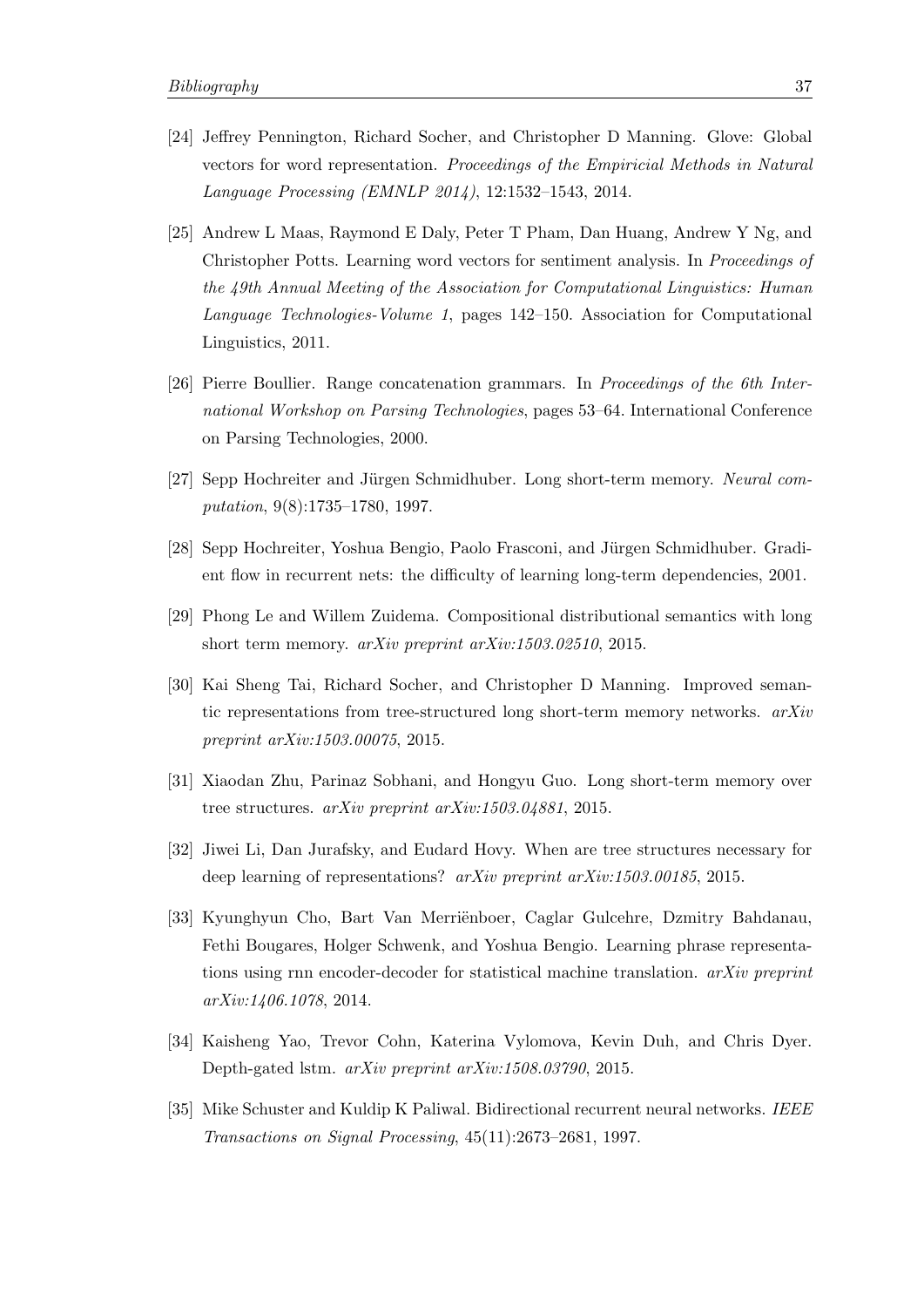[24] Jeffrey Pennington, Richard Socher, and Christopher D Manning. Glove: Global vectors for word representation. *Proceedings of the Empiricial Methods in Natural Language Processing (EMNLP 2014)*, 12:1532–1543, 2014.

[25] Andrew L Maas, Raymond E Daly, Peter T Pham, Dan Huang, Andrew Y Ng, and Christopher Potts. Learning word vectors for sentiment analysis. In *Proceedings of the 49th Annual Meeting of the Association for Computational Linguistics: Human Language Technologies-Volume 1*, pages 142–150. Association for Computational Linguistics, 2011.

[26] Pierre Boullier. Range concatenation grammars. In *Proceedings of the 6th International Workshop on Parsing Technologies*, pages 53–64. International Conference on Parsing Technologies, 2000.

[27] Sepp Hochreiter and Jürgen Schmidhuber. Long short-term memory. *Neural computation*, 9(8):1735–1780, 1997.

[28] Sepp Hochreiter, Yoshua Bengio, Paolo Frasconi, and Jürgen Schmidhuber. Gradient flow in recurrent nets: the difficulty of learning long-term dependencies, 2001.

[29] Phong Le and Willem Zuidema. Compositional distributional semantics with long short term memory. *arXiv preprint arXiv:1503.02510*, 2015.

[30] Kai Sheng Tai, Richard Socher, and Christopher D Manning. Improved semantic representations from tree-structured long short-term memory networks. *arXiv preprint arXiv:1503.00075*, 2015.

[31] Xiaodan Zhu, Parinaz Sobhani, and Hongyu Guo. Long short-term memory over tree structures. *arXiv preprint arXiv:1503.04881*, 2015.

[32] Jiwei Li, Dan Jurafsky, and Eudard Hovy. When are tree structures necessary for deep learning of representations? *arXiv preprint arXiv:1503.00185*, 2015.

[33] Kyunghyun Cho, Bart Van Merriënboer, Caglar Gulcehre, Dzmitry Bahdanau, Fethi Bougares, Holger Schwenk, and Yoshua Bengio. Learning phrase representations using rnn encoder-decoder for statistical machine translation. *arXiv preprint arXiv:1406.1078*, 2014.

[34] Kaisheng Yao, Trevor Cohn, Katerina Vylomova, Kevin Duh, and Chris Dyer. Depth-gated lstm. *arXiv preprint arXiv:1508.03790*, 2015.

[35] Mike Schuster and Kuldip K Paliwal. Bidirectional recurrent neural networks. *IEEE Transactions on Signal Processing*, 45(11):2673–2681, 1997.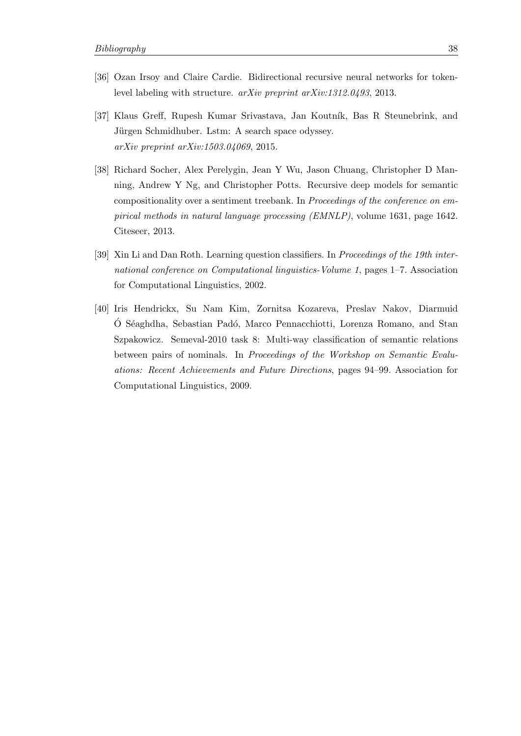[36] Ozan Irsoy and Claire Cardie. Bidirectional recursive neural networks for token-level labeling with structure. *arXiv preprint arXiv:1312.0493*, 2013.

[37] Klaus Greff, Rupesh Kumar Srivastava, Jan Koutník, Bas R Steunebrink, and Jürgen Schmidhuber. Lstm: A search space odyssey. *arXiv preprint arXiv:1503.04069*, 2015.

[38] Richard Socher, Alex Perelygin, Jean Y Wu, Jason Chuang, Christopher D Manning, Andrew Y Ng, and Christopher Potts. Recursive deep models for semantic compositionality over a sentiment treebank. In *Proceedings of the conference on empirical methods in natural language processing (EMNLP)*, volume 1631, page 1642. Citeseer, 2013.

[39] Xin Li and Dan Roth. Learning question classifiers. In *Proceedings of the 19th international conference on Computational linguistics-Volume 1*, pages 1–7. Association for Computational Linguistics, 2002.

[40] Iris Hendrickx, Su Nam Kim, Zornitsa Kozareva, Preslav Nakov, Diarmuid Ó Séaghdha, Sebastian Padó, Marco Pennacchiotti, Lorenza Romano, and Stan Szpakowicz. Semeval-2010 task 8: Multi-way classification of semantic relations between pairs of nominals. In *Proceedings of the Workshop on Semantic Evaluations: Recent Achievements and Future Directions*, pages 94–99. Association for Computational Linguistics, 2009.